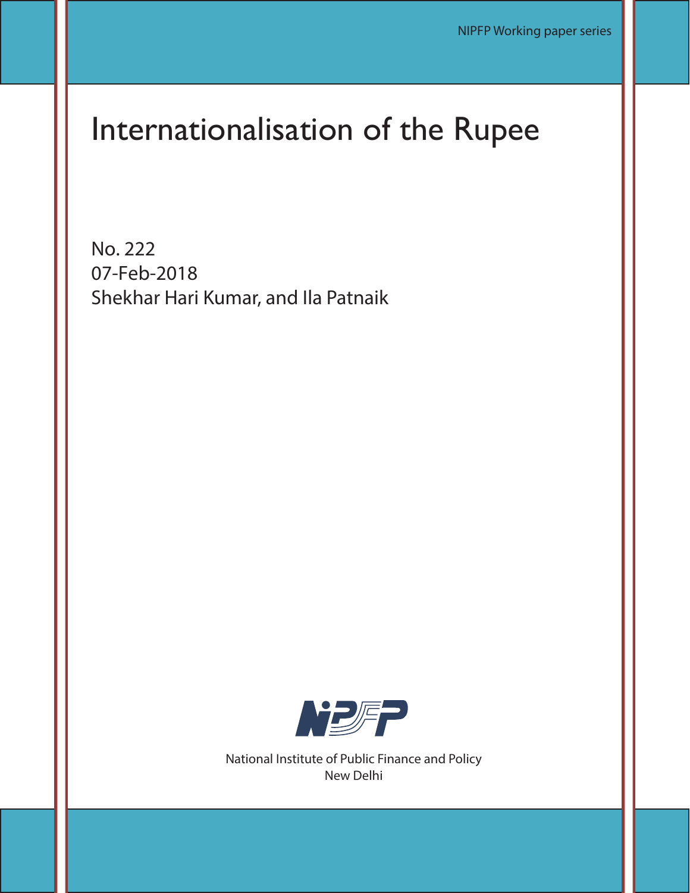NIPFP Working paper series

# Internationalisation of the Rupee

No. 222
07-Feb-2018
Shekhar Hari Kumar, and Ila Patnaik

National Institute of Public Finance and Policy
New Delhi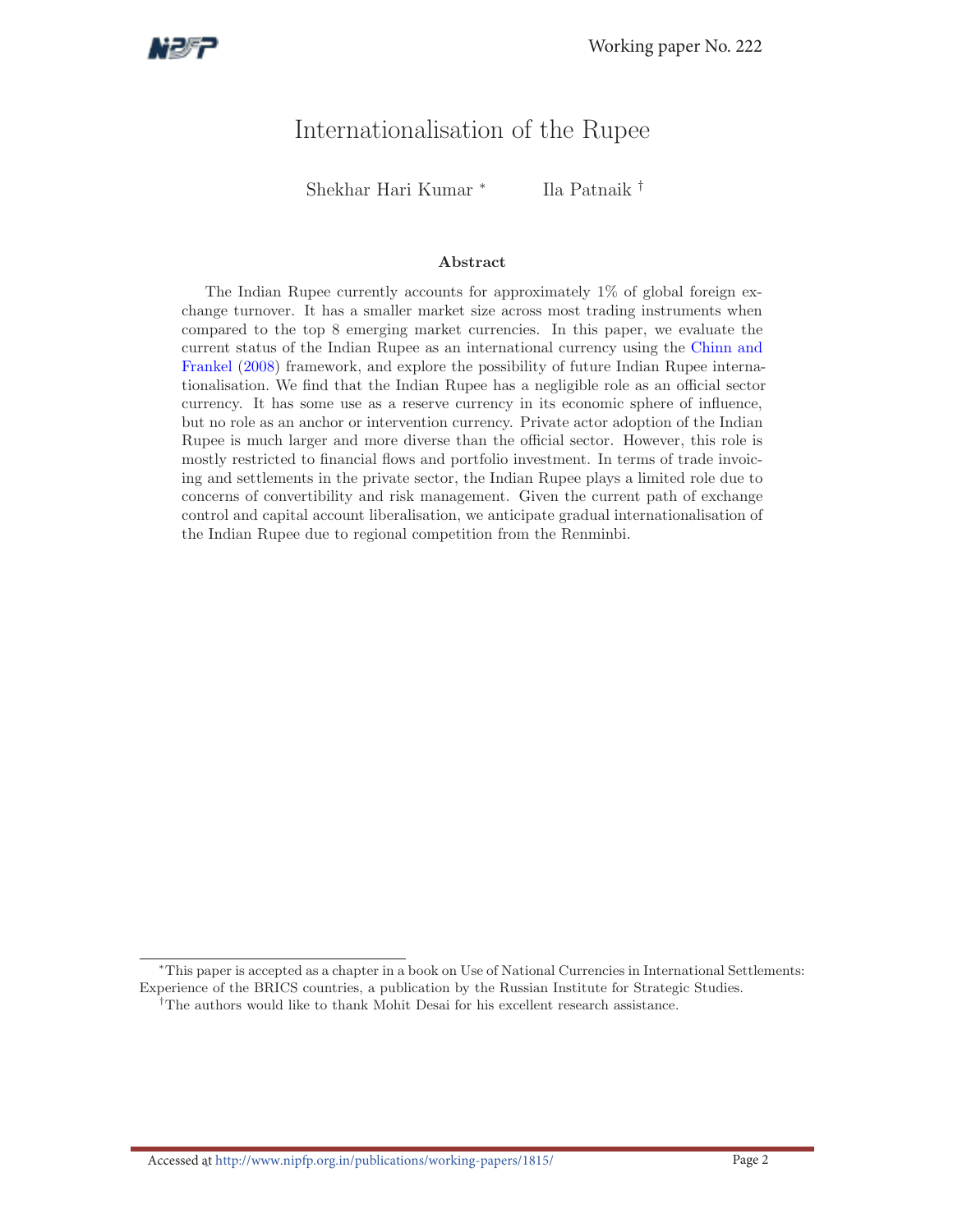# Internationalisation of the Rupee

Shekhar Hari Kumar [*] Ila Patnaik [†]

### Abstract

The Indian Rupee currently accounts for approximately 1% of global foreign exchange turnover. It has a smaller market size across most trading instruments when compared to the top 8 emerging market currencies. In this paper, we evaluate the current status of the Indian Rupee as an international currency using the Chinn and Frankel (2008) framework, and explore the possibility of future Indian Rupee internationalisation. We find that the Indian Rupee has a negligible role as an official sector currency. It has some use as a reserve currency in its economic sphere of influence, but no role as an anchor or intervention currency. Private actor adoption of the Indian Rupee is much larger and more diverse than the official sector. However, this role is mostly restricted to financial flows and portfolio investment. In terms of trade invoicing and settlements in the private sector, the Indian Rupee plays a limited role due to concerns of convertibility and risk management. Given the current path of exchange control and capital account liberalisation, we anticipate gradual internationalisation of the Indian Rupee due to regional competition from the Renminbi.

---

[*] This paper is accepted as a chapter in a book on Use of National Currencies in International Settlements: Experience of the BRICS countries, a publication by the Russian Institute for Strategic Studies.

[†] The authors would like to thank Mohit Desai for his excellent research assistance.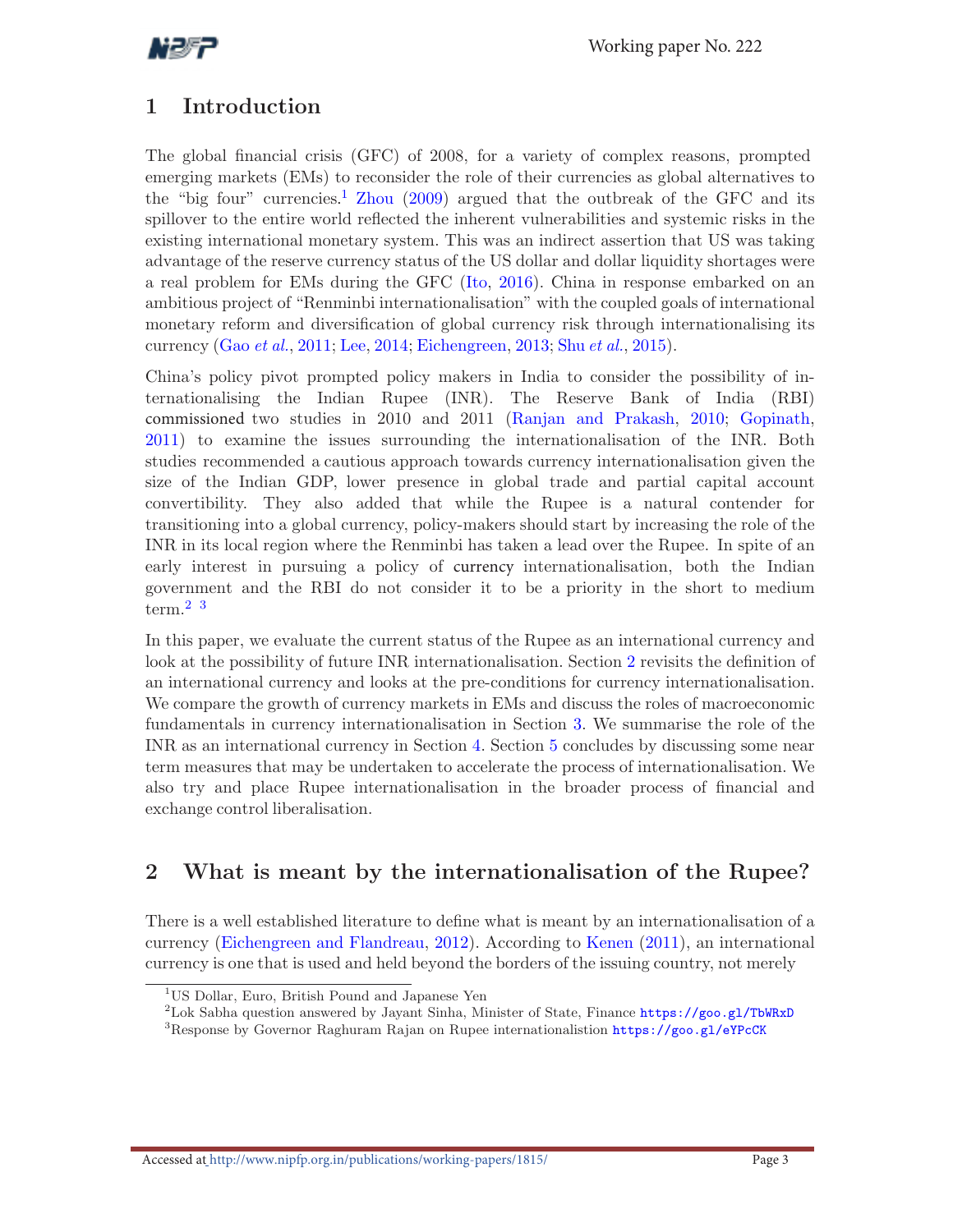# 1 Introduction

The global financial crisis (GFC) of 2008, for a variety of complex reasons, prompted emerging markets (EMs) to reconsider the role of their currencies as global alternatives to the "big four" currencies.[1] Zhou (2009) argued that the outbreak of the GFC and its spillover to the entire world reflected the inherent vulnerabilities and systemic risks in the existing international monetary system. This was an indirect assertion that US was taking advantage of the reserve currency status of the US dollar and dollar liquidity shortages were a real problem for EMs during the GFC (Ito, 2016). China in response embarked on an ambitious project of "Renminbi internationalisation" with the coupled goals of international monetary reform and diversification of global currency risk through internationalising its currency (Gao *et al.*, 2011; Lee, 2014; Eichengreen, 2013; Shu *et al.*, 2015).

China's policy pivot prompted policy makers in India to consider the possibility of internationalising the Indian Rupee (INR). The Reserve Bank of India (RBI) commissioned two studies in 2010 and 2011 (Ranjan and Prakash, 2010; Gopinath, 2011) to examine the issues surrounding the internationalisation of the INR. Both studies recommended a cautious approach towards currency internationalisation given the size of the Indian GDP, lower presence in global trade and partial capital account convertibility. They also added that while the Rupee is a natural contender for transitioning into a global currency, policy-makers should start by increasing the role of the INR in its local region where the Renminbi has taken a lead over the Rupee. In spite of an early interest in pursuing a policy of currency internationalisation, both the Indian government and the RBI do not consider it to be a priority in the short to medium term.[2] [3]

In this paper, we evaluate the current status of the Rupee as an international currency and look at the possibility of future INR internationalisation. Section 2 revisits the definition of an international currency and looks at the pre-conditions for currency internationalisation. We compare the growth of currency markets in EMs and discuss the roles of macroeconomic fundamentals in currency internationalisation in Section 3. We summarise the role of the INR as an international currency in Section 4. Section 5 concludes by discussing some near term measures that may be undertaken to accelerate the process of internationalisation. We also try and place Rupee internationalisation in the broader process of financial and exchange control liberalisation.

# 2 What is meant by the internationalisation of the Rupee?

There is a well established literature to define what is meant by an internationalisation of a currency (Eichengreen and Flandreau, 2012). According to Kenen (2011), an international currency is one that is used and held beyond the borders of the issuing country, not merely

[1] US Dollar, Euro, British Pound and Japanese Yen

[2] Lok Sabha question answered by Jayant Sinha, Minister of State, Finance https://goo.gl/TbWRxD

[3] Response by Governor Raghuram Rajan on Rupee internationalistion https://goo.gl/eYPcCK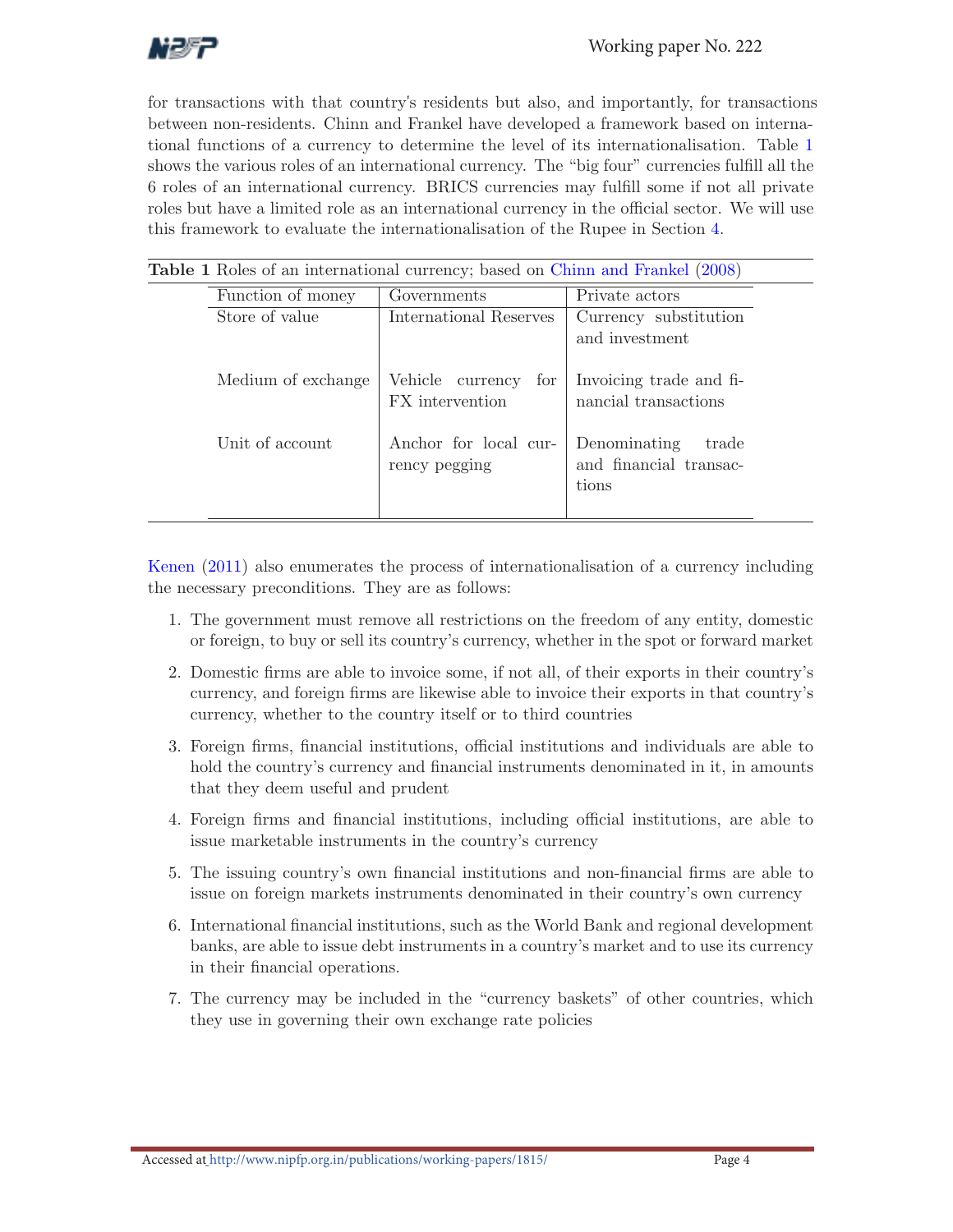for transactions with that country's residents but also, and importantly, for transactions between non-residents. Chinn and Frankel have developed a framework based on international functions of a currency to determine the level of its internationalisation. Table 1 shows the various roles of an international currency. The "big four" currencies fulfill all the 6 roles of an international currency. BRICS currencies may fulfill some if not all private roles but have a limited role as an international currency in the official sector. We will use this framework to evaluate the internationalisation of the Rupee in Section 4.

**Table 1** Roles of an international currency; based on Chinn and Frankel (2008)

| Function of money | Governments | Private actors |
|---|---|---|
| Store of value | International Reserves | Currency substitution and investment |
| Medium of exchange | Vehicle currency for FX intervention | Invoicing trade and financial transactions |
| Unit of account | Anchor for local currency pegging | Denominating trade and financial transactions |

Kenen (2011) also enumerates the process of internationalisation of a currency including the necessary preconditions. They are as follows:

1. The government must remove all restrictions on the freedom of any entity, domestic or foreign, to buy or sell its country's currency, whether in the spot or forward market
2. Domestic firms are able to invoice some, if not all, of their exports in their country's currency, and foreign firms are likewise able to invoice their exports in that country's currency, whether to the country itself or to third countries
3. Foreign firms, financial institutions, official institutions and individuals are able to hold the country's currency and financial instruments denominated in it, in amounts that they deem useful and prudent
4. Foreign firms and financial institutions, including official institutions, are able to issue marketable instruments in the country's currency
5. The issuing country's own financial institutions and non-financial firms are able to issue on foreign markets instruments denominated in their country's own currency
6. International financial institutions, such as the World Bank and regional development banks, are able to issue debt instruments in a country's market and to use its currency in their financial operations.
7. The currency may be included in the "currency baskets" of other countries, which they use in governing their own exchange rate policies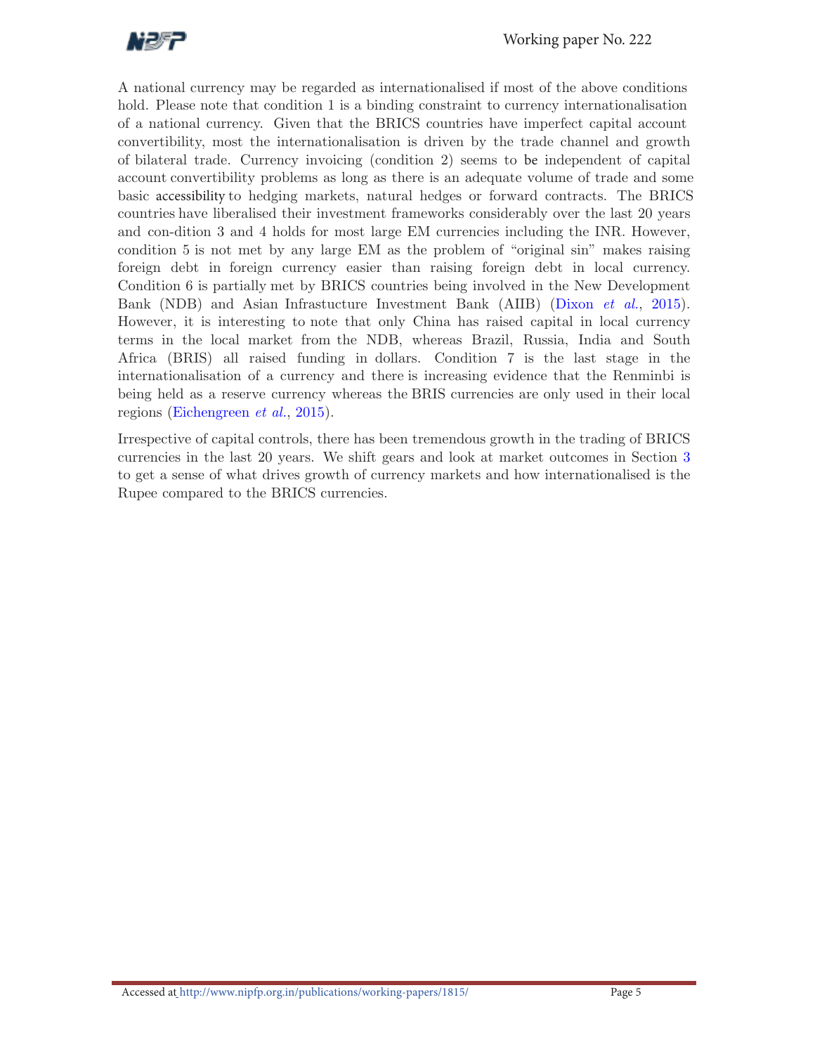A national currency may be regarded as internationalised if most of the above conditions hold. Please note that condition 1 is a binding constraint to currency internationalisation of a national currency. Given that the BRICS countries have imperfect capital account convertibility, most the internationalisation is driven by the trade channel and growth of bilateral trade. Currency invoicing (condition 2) seems to be independent of capital account convertibility problems as long as there is an adequate volume of trade and some basic accessibility to hedging markets, natural hedges or forward contracts. The BRICS countries have liberalised their investment frameworks considerably over the last 20 years and con-dition 3 and 4 holds for most large EM currencies including the INR. However, condition 5 is not met by any large EM as the problem of "original sin" makes raising foreign debt in foreign currency easier than raising foreign debt in local currency. Condition 6 is partially met by BRICS countries being involved in the New Development Bank (NDB) and Asian Infrastucture Investment Bank (AIIB) (Dixon *et al.*, 2015). However, it is interesting to note that only China has raised capital in local currency terms in the local market from the NDB, whereas Brazil, Russia, India and South Africa (BRIS) all raised funding in dollars. Condition 7 is the last stage in the internationalisation of a currency and there is increasing evidence that the Renminbi is being held as a reserve currency whereas the BRIS currencies are only used in their local regions (Eichengreen *et al.*, 2015).

Irrespective of capital controls, there has been tremendous growth in the trading of BRICS currencies in the last 20 years. We shift gears and look at market outcomes in Section 3 to get a sense of what drives growth of currency markets and how internationalised is the Rupee compared to the BRICS currencies.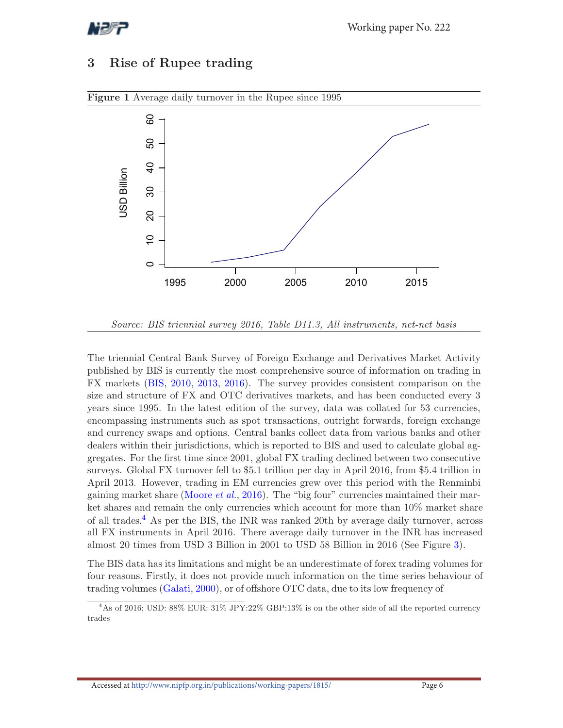## 3 Rise of Rupee trading

**Figure 1** Average daily turnover in the Rupee since 1995

*Source: BIS triennial survey 2016, Table D11.3, All instruments, net-net basis*

The triennial Central Bank Survey of Foreign Exchange and Derivatives Market Activity published by BIS is currently the most comprehensive source of information on trading in FX markets (BIS, 2010, 2013, 2016). The survey provides consistent comparison on the size and structure of FX and OTC derivatives markets, and has been conducted every 3 years since 1995. In the latest edition of the survey, data was collated for 53 currencies, encompassing instruments such as spot transactions, outright forwards, foreign exchange and currency swaps and options. Central banks collect data from various banks and other dealers within their jurisdictions, which is reported to BIS and used to calculate global aggregates. For the first time since 2001, global FX trading declined between two consecutive surveys. Global FX turnover fell to $5.1 trillion per day in April 2016, from $5.4 trillion in April 2013. However, trading in EM currencies grew over this period with the Renminbi gaining market share (Moore *et al.*, 2016). The "big four" currencies maintained their market shares and remain the only currencies which account for more than 10% market share of all trades.[4] As per the BIS, the INR was ranked 20th by average daily turnover, across all FX instruments in April 2016. There average daily turnover in the INR has increased almost 20 times from USD 3 Billion in 2001 to USD 58 Billion in 2016 (See Figure 3).

The BIS data has its limitations and might be an underestimate of forex trading volumes for four reasons. Firstly, it does not provide much information on the time series behaviour of trading volumes (Galati, 2000), or of offshore OTC data, due to its low frequency of

[4] As of 2016; USD: 88% EUR: 31% JPY:22% GBP:13% is on the other side of all the reported currency trades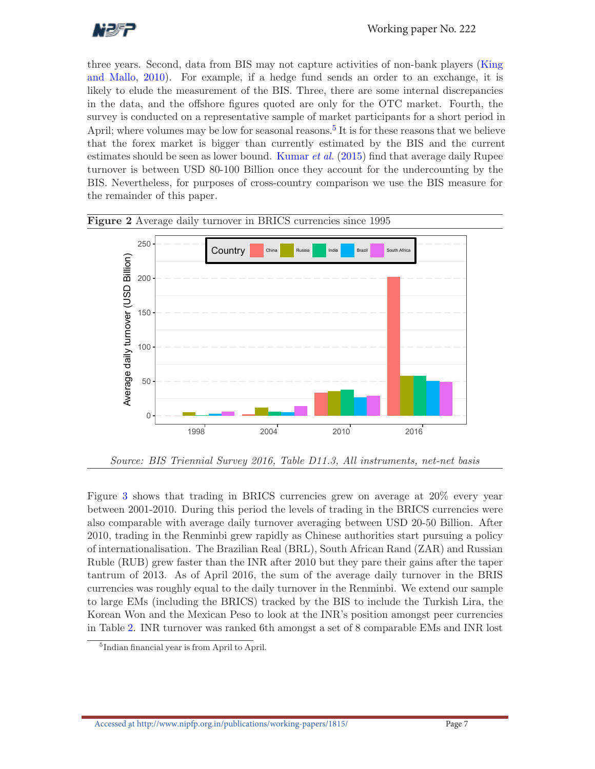three years. Second, data from BIS may not capture activities of non-bank players (King and Mallo, 2010). For example, if a hedge fund sends an order to an exchange, it is likely to elude the measurement of the BIS. Three, there are some internal discrepancies in the data, and the offshore figures quoted are only for the OTC market. Fourth, the survey is conducted on a representative sample of market participants for a short period in April; where volumes may be low for seasonal reasons.[5] It is for these reasons that we believe that the forex market is bigger than currently estimated by the BIS and the current estimates should be seen as lower bound. Kumar *et al.* (2015) find that average daily Rupee turnover is between USD 80-100 Billion once they account for the undercounting by the BIS. Nevertheless, for purposes of cross-country comparison we use the BIS measure for the remainder of this paper.

**Figure 2** Average daily turnover in BRICS currencies since 1995

*Source: BIS Triennial Survey 2016, Table D11.3, All instruments, net-net basis*

Figure 3 shows that trading in BRICS currencies grew on average at 20% every year between 2001-2010. During this period the levels of trading in the BRICS currencies were also comparable with average daily turnover averaging between USD 20-50 Billion. After 2010, trading in the Renminbi grew rapidly as Chinese authorities start pursuing a policy of internationalisation. The Brazilian Real (BRL), South African Rand (ZAR) and Russian Ruble (RUB) grew faster than the INR after 2010 but they pare their gains after the taper tantrum of 2013. As of April 2016, the sum of the average daily turnover in the BRIS currencies was roughly equal to the daily turnover in the Renminbi. We extend our sample to large EMs (including the BRICS) tracked by the BIS to include the Turkish Lira, the Korean Won and the Mexican Peso to look at the INR's position amongst peer currencies in Table 2. INR turnover was ranked 6th amongst a set of 8 comparable EMs and INR lost

[5] Indian financial year is from April to April.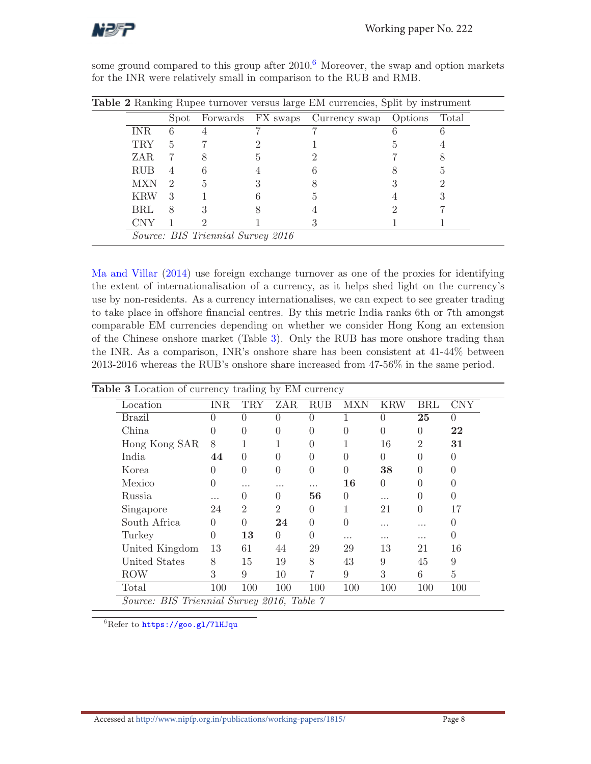some ground compared to this group after 2010.[6] Moreover, the swap and option markets for the INR were relatively small in comparison to the RUB and RMB.

**Table 2** Ranking Rupee turnover versus large EM currencies, Split by instrument

| | Spot | Forwards | FX swaps | Currency swap | Options | Total |
|---|---|---|---|---|---|---|
| INR | 6 | 4 | 7 | 7 | 6 | 6 |
| TRY | 5 | 7 | 2 | 1 | 5 | 4 |
| ZAR | 7 | 8 | 5 | 2 | 7 | 8 |
| RUB | 4 | 6 | 4 | 6 | 8 | 5 |
| MXN | 2 | 5 | 3 | 8 | 3 | 2 |
| KRW | 3 | 1 | 6 | 5 | 4 | 3 |
| BRL | 8 | 3 | 8 | 4 | 2 | 7 |
| CNY | 1 | 2 | 1 | 3 | 1 | 1 |

*Source: BIS Triennial Survey 2016*

Ma and Villar (2014) use foreign exchange turnover as one of the proxies for identifying the extent of internationalisation of a currency, as it helps shed light on the currency's use by non-residents. As a currency internationalises, we can expect to see greater trading to take place in offshore financial centres. By this metric India ranks 6th or 7th amongst comparable EM currencies depending on whether we consider Hong Kong an extension of the Chinese onshore market (Table 3). Only the RUB has more onshore trading than the INR. As a comparison, INR's onshore share has been consistent at 41-44% between 2013-2016 whereas the RUB's onshore share increased from 47-56% in the same period.

**Table 3** Location of currency trading by EM currency

| Location | INR | TRY | ZAR | RUB | MXN | KRW | BRL | CNY |
|---|---|---|---|---|---|---|---|---|
| Brazil | 0 | 0 | 0 | 0 | 1 | 0 | **25** | 0 |
| China | 0 | 0 | 0 | 0 | 0 | 0 | 0 | **22** |
| Hong Kong SAR | 8 | 1 | 1 | 0 | 1 | 16 | 2 | **31** |
| India | **44** | 0 | 0 | 0 | 0 | 0 | 0 | 0 |
| Korea | 0 | 0 | 0 | 0 | 0 | **38** | 0 | 0 |
| Mexico | 0 | ... | ... | ... | **16** | 0 | 0 | 0 |
| Russia | ... | 0 | 0 | **56** | 0 | ... | 0 | 0 |
| Singapore | 24 | 2 | 2 | 0 | 1 | 21 | 0 | 17 |
| South Africa | 0 | 0 | **24** | 0 | 0 | ... | ... | 0 |
| Turkey | 0 | **13** | 0 | 0 | ... | ... | ... | 0 |
| United Kingdom | 13 | 61 | 44 | 29 | 29 | 13 | 21 | 16 |
| United States | 8 | 15 | 19 | 8 | 43 | 9 | 45 | 9 |
| ROW | 3 | 9 | 10 | 7 | 9 | 3 | 6 | 5 |
| Total | 100 | 100 | 100 | 100 | 100 | 100 | 100 | 100 |

*Source: BIS Triennial Survey 2016, Table 7*

[6] Refer to https://goo.gl/71HJqu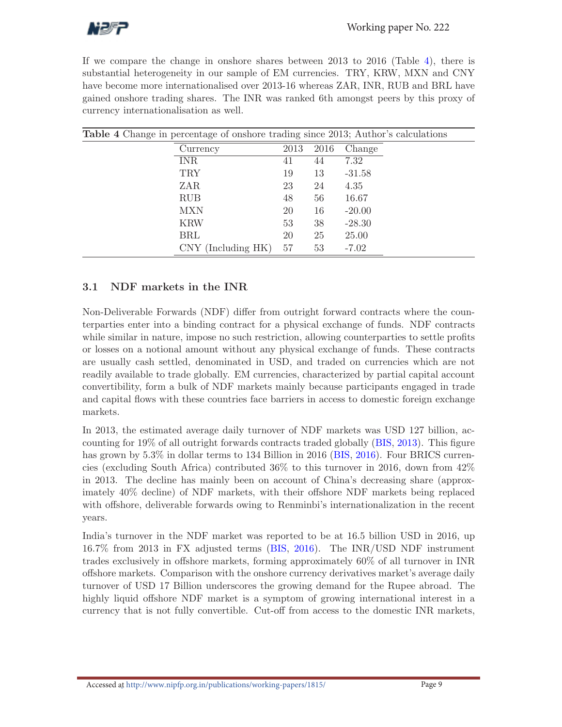If we compare the change in onshore shares between 2013 to 2016 (Table 4), there is substantial heterogeneity in our sample of EM currencies. TRY, KRW, MXN and CNY have become more internationalised over 2013-16 whereas ZAR, INR, RUB and BRL have gained onshore trading shares. The INR was ranked 6th amongst peers by this proxy of currency internationalisation as well.

**Table 4** Change in percentage of onshore trading since 2013; Author's calculations

| Currency | 2013 | 2016 | Change |
|---|---|---|---|
| INR | 41 | 44 | 7.32 |
| TRY | 19 | 13 | -31.58 |
| ZAR | 23 | 24 | 4.35 |
| RUB | 48 | 56 | 16.67 |
| MXN | 20 | 16 | -20.00 |
| KRW | 53 | 38 | -28.30 |
| BRL | 20 | 25 | 25.00 |
| CNY (Including HK) | 57 | 53 | -7.02 |

### 3.1 NDF markets in the INR

Non-Deliverable Forwards (NDF) differ from outright forward contracts where the counterparties enter into a binding contract for a physical exchange of funds. NDF contracts while similar in nature, impose no such restriction, allowing counterparties to settle profits or losses on a notional amount without any physical exchange of funds. These contracts are usually cash settled, denominated in USD, and traded on currencies which are not readily available to trade globally. EM currencies, characterized by partial capital account convertibility, form a bulk of NDF markets mainly because participants engaged in trade and capital flows with these countries face barriers in access to domestic foreign exchange markets.

In 2013, the estimated average daily turnover of NDF markets was USD 127 billion, accounting for 19% of all outright forwards contracts traded globally (BIS, 2013). This figure has grown by 5.3% in dollar terms to 134 Billion in 2016 (BIS, 2016). Four BRICS currencies (excluding South Africa) contributed 36% to this turnover in 2016, down from 42% in 2013. The decline has mainly been on account of China's decreasing share (approximately 40% decline) of NDF markets, with their offshore NDF markets being replaced with offshore, deliverable forwards owing to Renminbi's internationalization in the recent years.

India's turnover in the NDF market was reported to be at 16.5 billion USD in 2016, up 16.7% from 2013 in FX adjusted terms (BIS, 2016). The INR/USD NDF instrument trades exclusively in offshore markets, forming approximately 60% of all turnover in INR offshore markets. Comparison with the onshore currency derivatives market's average daily turnover of USD 17 Billion underscores the growing demand for the Rupee abroad. The highly liquid offshore NDF market is a symptom of growing international interest in a currency that is not fully convertible. Cut-off from access to the domestic INR markets,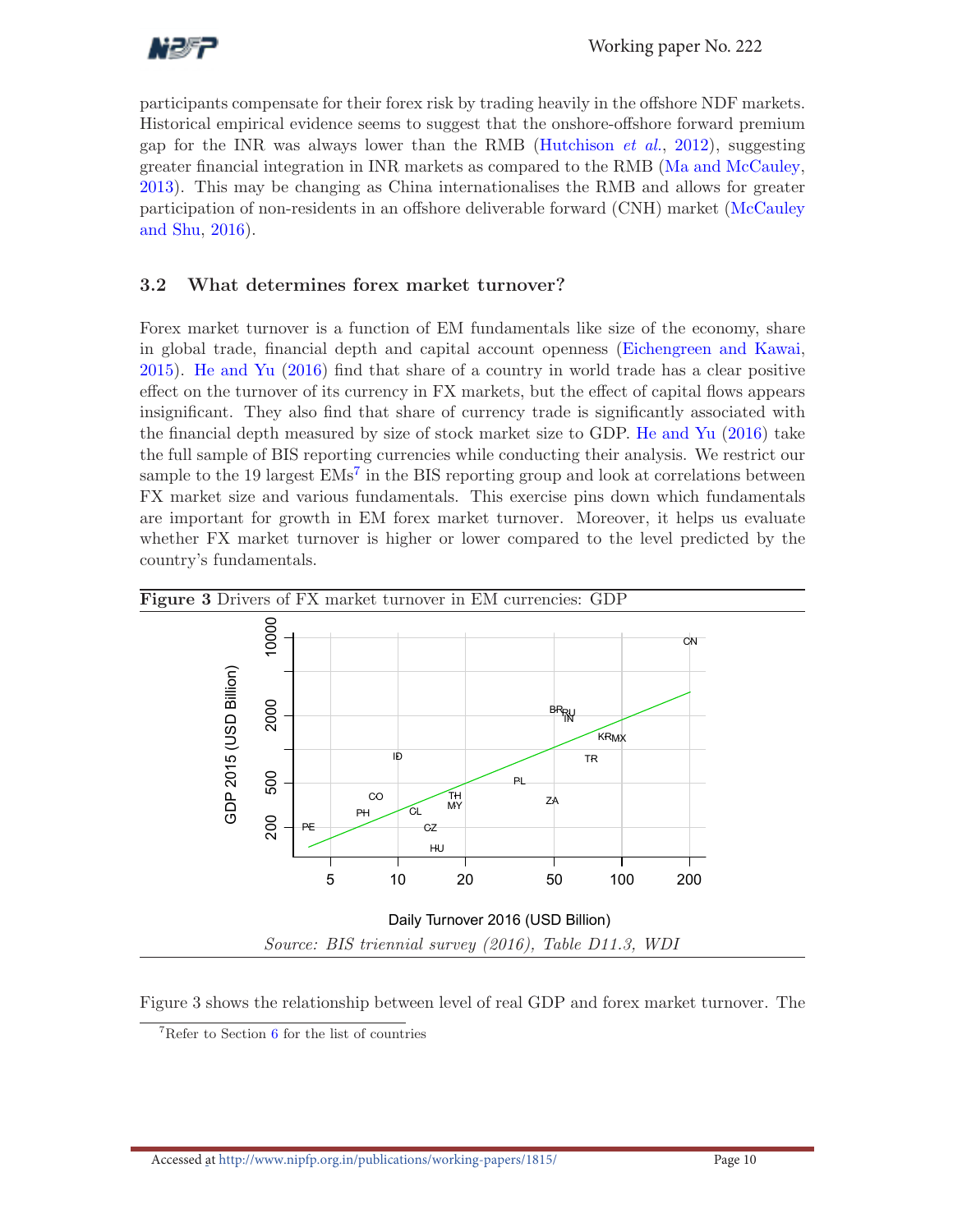participants compensate for their forex risk by trading heavily in the offshore NDF markets. Historical empirical evidence seems to suggest that the onshore-offshore forward premium gap for the INR was always lower than the RMB (Hutchison *et al.*, 2012), suggesting greater financial integration in INR markets as compared to the RMB (Ma and McCauley, 2013). This may be changing as China internationalises the RMB and allows for greater participation of non-residents in an offshore deliverable forward (CNH) market (McCauley and Shu, 2016).

### 3.2 What determines forex market turnover?

Forex market turnover is a function of EM fundamentals like size of the economy, share in global trade, financial depth and capital account openness (Eichengreen and Kawai, 2015). He and Yu (2016) find that share of a country in world trade has a clear positive effect on the turnover of its currency in FX markets, but the effect of capital flows appears insignificant. They also find that share of currency trade is significantly associated with the financial depth measured by size of stock market size to GDP. He and Yu (2016) take the full sample of BIS reporting currencies while conducting their analysis. We restrict our sample to the 19 largest EMs[7] in the BIS reporting group and look at correlations between FX market size and various fundamentals. This exercise pins down which fundamentals are important for growth in EM forex market turnover. Moreover, it helps us evaluate whether FX market turnover is higher or lower compared to the level predicted by the country's fundamentals.

**Figure 3** Drivers of FX market turnover in EM currencies: GDP

*Source: BIS triennial survey (2016), Table D11.3, WDI*

Figure 3 shows the relationship between level of real GDP and forex market turnover. The

[7] Refer to Section 6 for the list of countries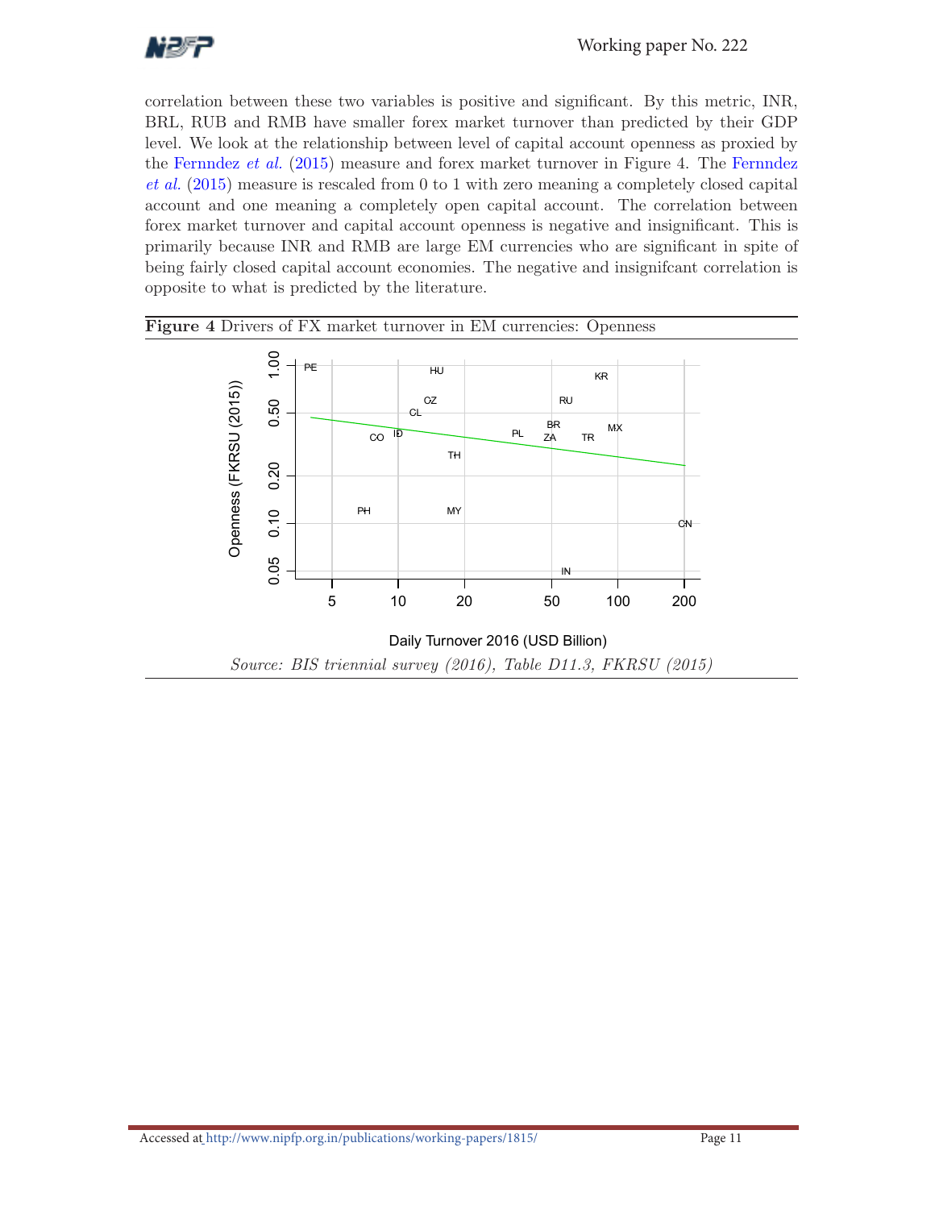correlation between these two variables is positive and significant. By this metric, INR, BRL, RUB and RMB have smaller forex market turnover than predicted by their GDP level. We look at the relationship between level of capital account openness as proxied by the Fernndez *et al.* (2015) measure and forex market turnover in Figure 4. The Fernndez *et al.* (2015) measure is rescaled from 0 to 1 with zero meaning a completely closed capital account and one meaning a completely open capital account. The correlation between forex market turnover and capital account openness is negative and insignificant. This is primarily because INR and RMB are large EM currencies who are significant in spite of being fairly closed capital account economies. The negative and insignifcant correlation is opposite to what is predicted by the literature.

**Figure 4** Drivers of FX market turnover in EM currencies: Openness

*Source: BIS triennial survey (2016), Table D11.3, FKRSU (2015)*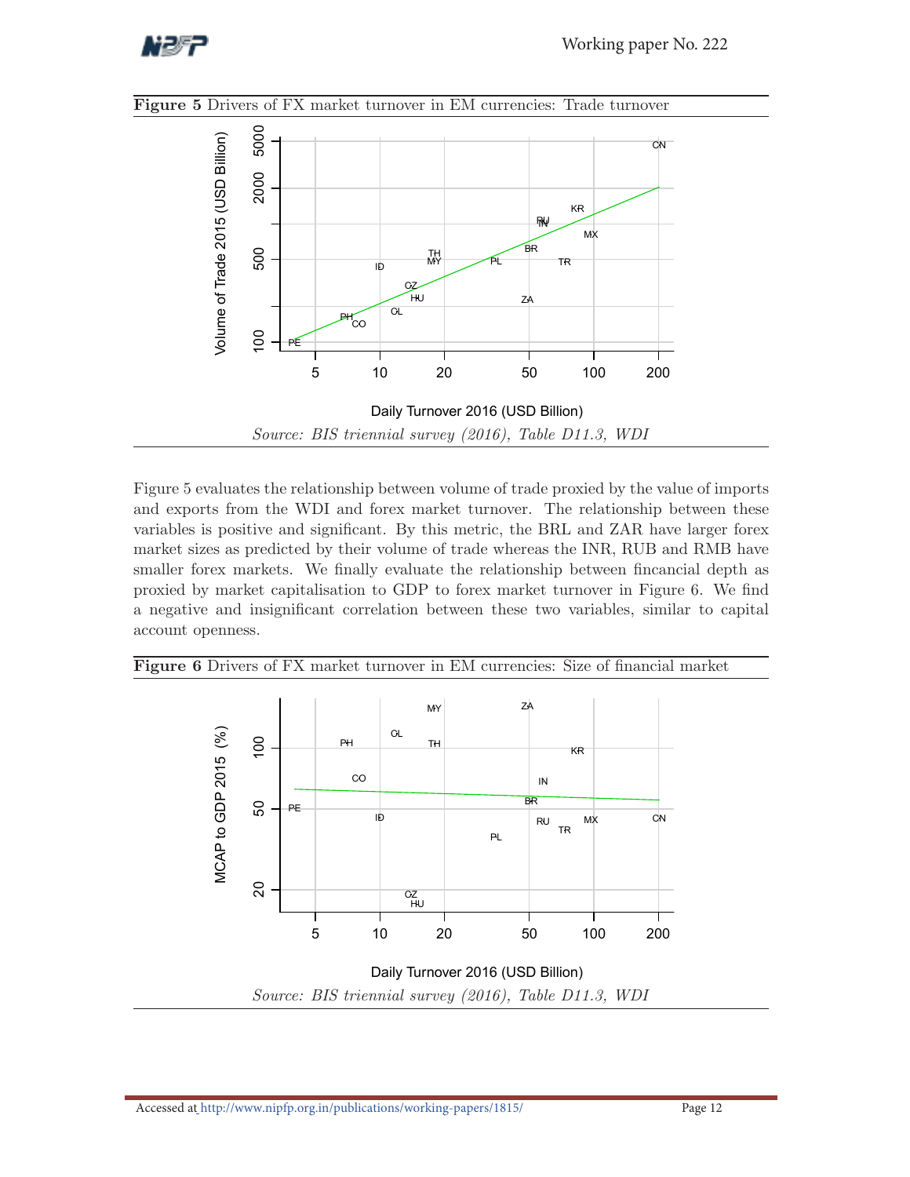**Figure 5** Drivers of FX market turnover in EM currencies: Trade turnover

*Source: BIS triennial survey (2016), Table D11.3, WDI*

Figure 5 evaluates the relationship between volume of trade proxied by the value of imports and exports from the WDI and forex market turnover. The relationship between these variables is positive and significant. By this metric, the BRL and ZAR have larger forex market sizes as predicted by their volume of trade whereas the INR, RUB and RMB have smaller forex markets. We finally evaluate the relationship between fincancial depth as proxied by market capitalisation to GDP to forex market turnover in Figure 6. We find a negative and insignificant correlation between these two variables, similar to capital account openness.

**Figure 6** Drivers of FX market turnover in EM currencies: Size of financial market

*Source: BIS triennial survey (2016), Table D11.3, WDI*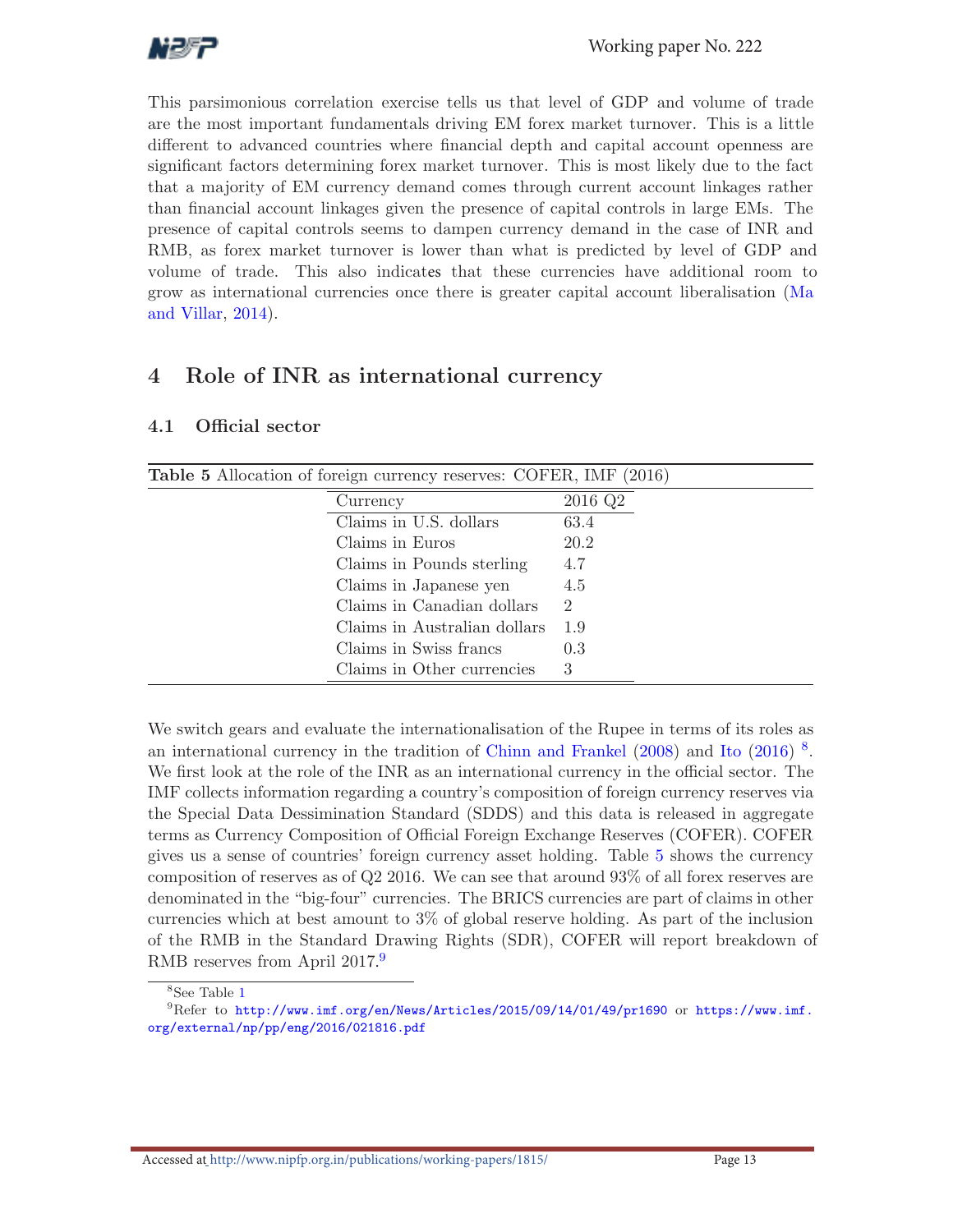This parsimonious correlation exercise tells us that level of GDP and volume of trade are the most important fundamentals driving EM forex market turnover. This is a little different to advanced countries where financial depth and capital account openness are significant factors determining forex market turnover. This is most likely due to the fact that a majority of EM currency demand comes through current account linkages rather than financial account linkages given the presence of capital controls in large EMs. The presence of capital controls seems to dampen currency demand in the case of INR and RMB, as forex market turnover is lower than what is predicted by level of GDP and volume of trade. This also indicates that these currencies have additional room to grow as international currencies once there is greater capital account liberalisation (Ma and Villar, 2014).

## 4 Role of INR as international currency

### 4.1 Official sector

**Table 5** Allocation of foreign currency reserves: COFER, IMF (2016)

| Currency | 2016 Q2 |
|---|---|
| Claims in U.S. dollars | 63.4 |
| Claims in Euros | 20.2 |
| Claims in Pounds sterling | 4.7 |
| Claims in Japanese yen | 4.5 |
| Claims in Canadian dollars | 2 |
| Claims in Australian dollars | 1.9 |
| Claims in Swiss francs | 0.3 |
| Claims in Other currencies | 3 |

We switch gears and evaluate the internationalisation of the Rupee in terms of its roles as an international currency in the tradition of Chinn and Frankel (2008) and Ito (2016) [8]. We first look at the role of the INR as an international currency in the official sector. The IMF collects information regarding a country's composition of foreign currency reserves via the Special Data Dessimination Standard (SDDS) and this data is released in aggregate terms as Currency Composition of Official Foreign Exchange Reserves (COFER). COFER gives us a sense of countries' foreign currency asset holding. Table 5 shows the currency composition of reserves as of Q2 2016. We can see that around 93% of all forex reserves are denominated in the "big-four" currencies. The BRICS currencies are part of claims in other currencies which at best amount to 3% of global reserve holding. As part of the inclusion of the RMB in the Standard Drawing Rights (SDR), COFER will report breakdown of RMB reserves from April 2017.[9]

[8] See Table 1

[9] Refer to http://www.imf.org/en/News/Articles/2015/09/14/01/49/pr1690 or https://www.imf.org/external/np/pp/eng/2016/021816.pdf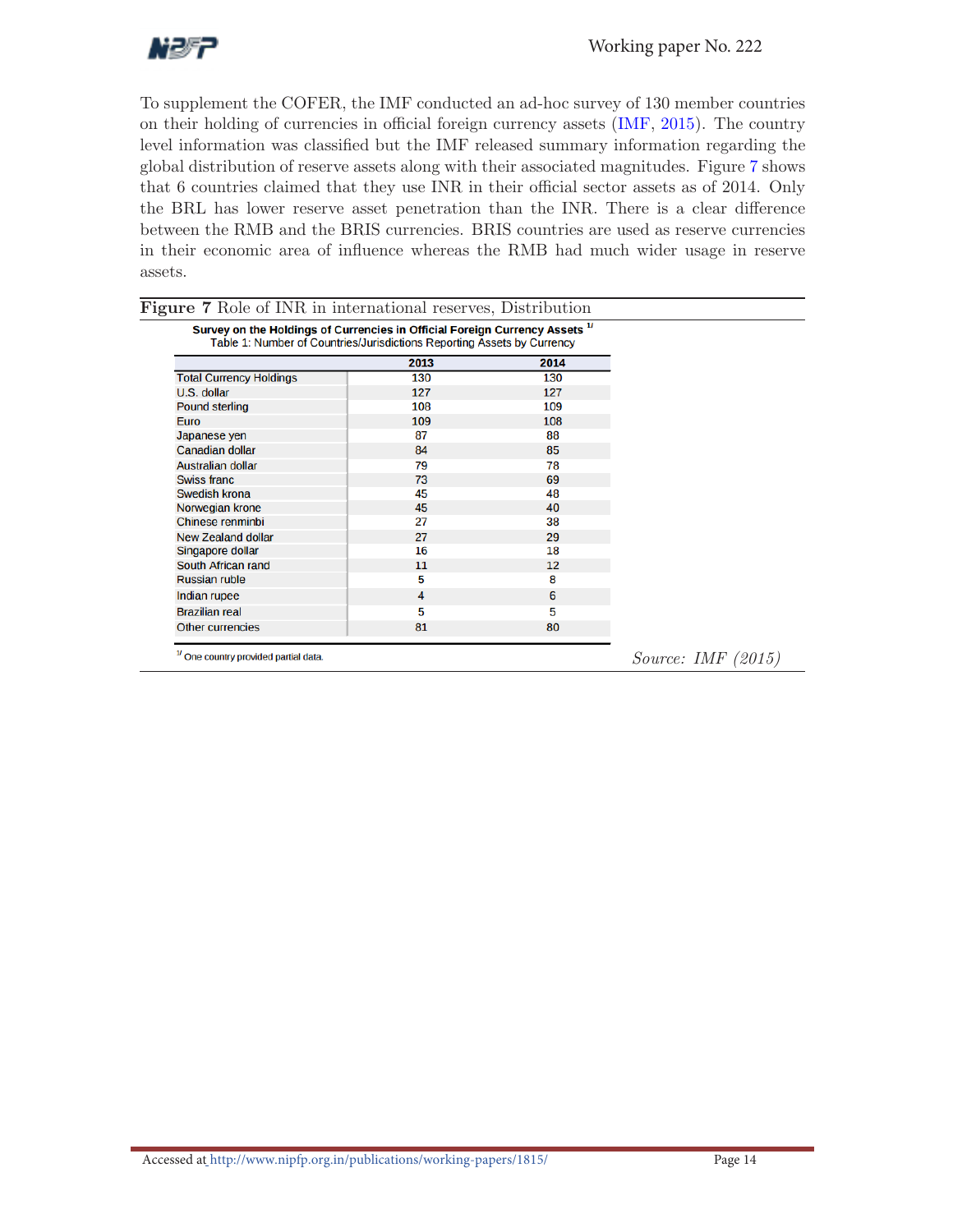To supplement the COFER, the IMF conducted an ad-hoc survey of 130 member countries on their holding of currencies in official foreign currency assets (IMF, 2015). The country level information was classified but the IMF released summary information regarding the global distribution of reserve assets along with their associated magnitudes. Figure 7 shows that 6 countries claimed that they use INR in their official sector assets as of 2014. Only the BRL has lower reserve asset penetration than the INR. There is a clear difference between the RMB and the BRIS currencies. BRIS countries are used as reserve currencies in their economic area of influence whereas the RMB had much wider usage in reserve assets.

**Figure 7** Role of INR in international reserves, Distribution

**Survey on the Holdings of Currencies in Official Foreign Currency Assets** [1/]
Table 1: Number of Countries/Jurisdictions Reporting Assets by Currency

| | 2013 | 2014 |
|---|---|---|
| Total Currency Holdings | 130 | 130 |
| U.S. dollar | 127 | 127 |
| Pound sterling | 108 | 109 |
| Euro | 109 | 108 |
| Japanese yen | 87 | 88 |
| Canadian dollar | 84 | 85 |
| Australian dollar | 79 | 78 |
| Swiss franc | 73 | 69 |
| Swedish krona | 45 | 48 |
| Norwegian krone | 45 | 40 |
| Chinese renminbi | 27 | 38 |
| New Zealand dollar | 27 | 29 |
| Singapore dollar | 16 | 18 |
| South African rand | 11 | 12 |
| Russian ruble | 5 | 8 |
| Indian rupee | 4 | 6 |
| Brazilian real | 5 | 5 |
| Other currencies | 81 | 80 |

[1/] One country provided partial data.

*Source: IMF (2015)*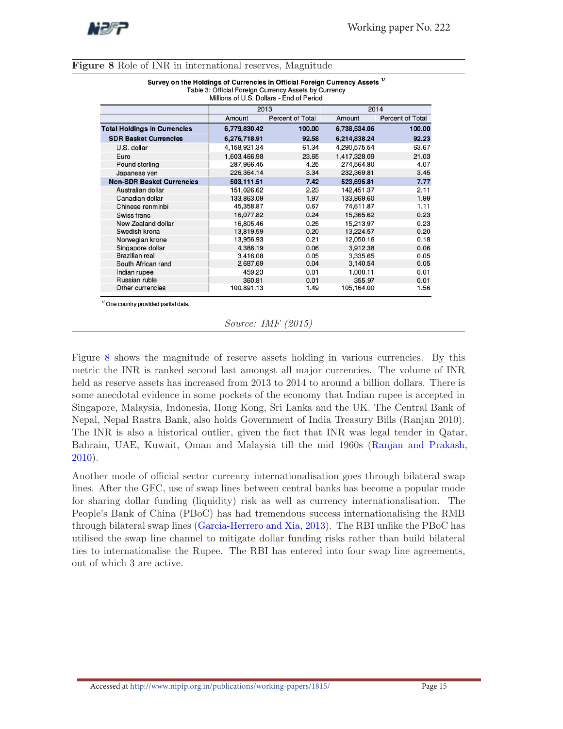**Figure 8** Role of INR in international reserves, Magnitude

**Survey on the Holdings of Currencies in Official Foreign Currency Assets** [1/]
Table 3: Official Foreign Currency Assets by Currency
Millions of U.S. Dollars - End of Period

| | 2013 | | 2014 | |
|---|---|---|---|---|
| | Amount | Percent of Total | Amount | Percent of Total |
| **Total Holdings in Currencies** | **6,779,830.42** | **100.00** | **6,738,534.06** | **100.00** |
| **SDR Basket Currencies** | **6,276,718.91** | **92.58** | **6,214,838.24** | **92.23** |
| U.S. dollar | 4,158,921.34 | 61.34 | 4,290,575.54 | 63.67 |
| Euro | 1,603,466.98 | 23.65 | 1,417,328.09 | 21.03 |
| Pound sterling | 287,966.45 | 4.25 | 274,564.80 | 4.07 |
| Japanese yen | 226,364.14 | 3.34 | 232,369.81 | 3.45 |
| **Non-SDR Basket Currencies** | **503,111.51** | **7.42** | **523,695.81** | **7.77** |
| Australian dollar | 151,026.62 | 2.23 | 142,451.37 | 2.11 |
| Canadian dollar | 133,863.09 | 1.97 | 133,869.60 | 1.99 |
| Chinese renminbi | 45,358.87 | 0.67 | 74,611.87 | 1.11 |
| Swiss franc | 16,077.82 | 0.24 | 15,365.62 | 0.23 |
| New Zealand dollar | 16,805.46 | 0.25 | 15,213.97 | 0.23 |
| Swedish krona | 13,819.59 | 0.20 | 13,224.57 | 0.20 |
| Norwegian krone | 13,956.93 | 0.21 | 12,050.16 | 0.18 |
| Singapore dollar | 4,388.19 | 0.06 | 3,912.38 | 0.06 |
| Brazilian real | 3,416.08 | 0.05 | 3,335.65 | 0.05 |
| South African rand | 2,687.69 | 0.04 | 3,140.54 | 0.05 |
| Indian rupee | 459.23 | 0.01 | 1,000.11 | 0.01 |
| Russian ruble | 360.81 | 0.01 | 355.97 | 0.01 |
| Other currencies | 100,891.13 | 1.49 | 105,164.00 | 1.56 |

[1/] One country provided partial data.

*Source: IMF (2015)*

Figure 8 shows the magnitude of reserve assets holding in various currencies. By this metric the INR is ranked second last amongst all major currencies. The volume of INR held as reserve assets has increased from 2013 to 2014 to around a billion dollars. There is some anecdotal evidence in some pockets of the economy that Indian rupee is accepted in Singapore, Malaysia, Indonesia, Hong Kong, Sri Lanka and the UK. The Central Bank of Nepal, Nepal Rastra Bank, also holds Government of India Treasury Bills (Ranjan 2010). The INR is also a historical outlier, given the fact that INR was legal tender in Qatar, Bahrain, UAE, Kuwait, Oman and Malaysia till the mid 1960s (Ranjan and Prakash, 2010).

Another mode of official sector currency internationalisation goes through bilateral swap lines. After the GFC, use of swap lines between central banks has become a popular mode for sharing dollar funding (liquidity) risk as well as currency internationalisation. The People's Bank of China (PBoC) has had tremendous success internationalising the RMB through bilateral swap lines (Garcia-Herrero and Xia, 2013). The RBI unlike the PBoC has utilised the swap line channel to mitigate dollar funding risks rather than build bilateral ties to internationalise the Rupee. The RBI has entered into four swap line agreements, out of which 3 are active.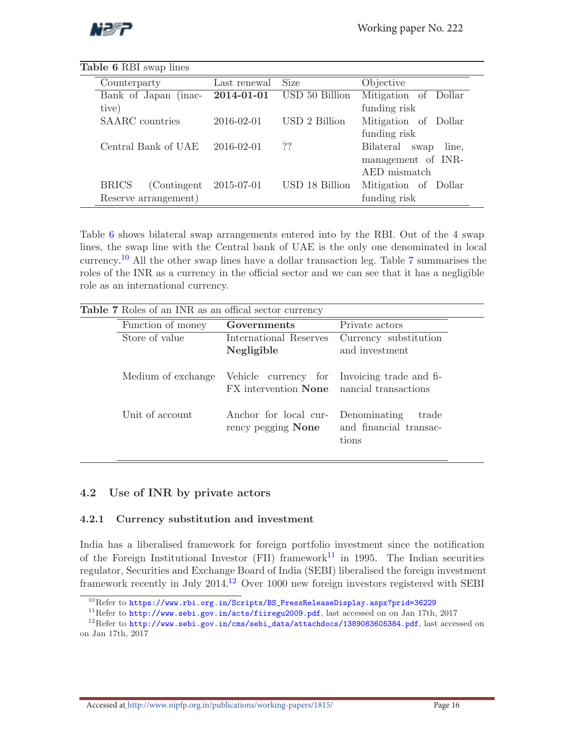**Table 6** RBI swap lines

| Counterparty | Last renewal | Size | Objective |
|---|---|---|---|
| Bank of Japan (inactive) | **2014-01-01** | USD 50 Billion | Mitigation of Dollar funding risk |
| SAARC countries | 2016-02-01 | USD 2 Billion | Mitigation of Dollar funding risk |
| Central Bank of UAE | 2016-02-01 | ?? | Bilateral swap line, management of INR-AED mismatch |
| BRICS (Contingent Reserve arrangement) | 2015-07-01 | USD 18 Billion | Mitigation of Dollar funding risk |

Table 6 shows bilateral swap arrangements entered into by the RBI. Out of the 4 swap lines, the swap line with the Central bank of UAE is the only one denominated in local currency.[10] All the other swap lines have a dollar transaction leg. Table 7 summarises the roles of the INR as a currency in the official sector and we can see that it has a negligible role as an international currency.

**Table 7** Roles of an INR as an offical sector currency

| Function of money | **Governments** | Private actors |
|---|---|---|
| Store of value | International Reserves **Negligible** | Currency substitution and investment |
| Medium of exchange | Vehicle currency for FX intervention **None** | Invoicing trade and financial transactions |
| Unit of account | Anchor for local currency pegging **None** | Denominating trade and financial transactions |

### 4.2 Use of INR by private actors

#### 4.2.1 Currency substitution and investment

India has a liberalised framework for foreign portfolio investment since the notification of the Foreign Institutional Investor (FII) framework[11] in 1995. The Indian securities regulator, Securities and Exchange Board of India (SEBI) liberalised the foreign investment framework recently in July 2014.[12] Over 1000 new foreign investors registered with SEBI

[10] Refer to https://www.rbi.org.in/Scripts/BS_PressReleaseDisplay.aspx?prid=36229

[11] Refer to http://www.sebi.gov.in/acts/fiiregu2009.pdf, last accessed on on Jan 17th, 2017

[12] Refer to http://www.sebi.gov.in/cms/sebi_data/attachdocs/1389083605384.pdf, last accessed on on Jan 17th, 2017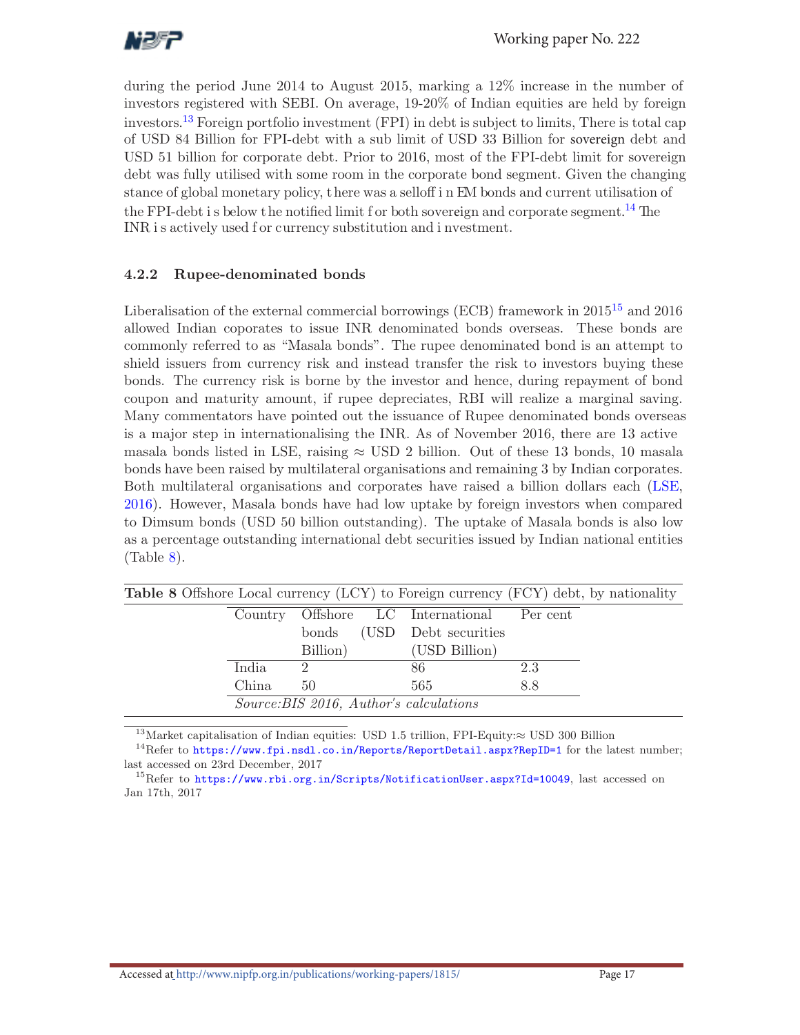during the period June 2014 to August 2015, marking a 12% increase in the number of investors registered with SEBI. On average, 19-20% of Indian equities are held by foreign investors.[13] Foreign portfolio investment (FPI) in debt is subject to limits, There is total cap of USD 84 Billion for FPI-debt with a sub limit of USD 33 Billion for sovereign debt and USD 51 billion for corporate debt. Prior to 2016, most of the FPI-debt limit for sovereign debt was fully utilised with some room in the corporate bond segment. Given the changing stance of global monetary policy, there was a selloff in EM bonds and current utilisation of the FPI-debt is below the notified limit for both sovereign and corporate segment.[14] The INR is actively used for currency substitution and investment.

### 4.2.2 Rupee-denominated bonds

Liberalisation of the external commercial borrowings (ECB) framework in 2015[15] and 2016 allowed Indian coporates to issue INR denominated bonds overseas. These bonds are commonly referred to as "Masala bonds". The rupee denominated bond is an attempt to shield issuers from currency risk and instead transfer the risk to investors buying these bonds. The currency risk is borne by the investor and hence, during repayment of bond coupon and maturity amount, if rupee depreciates, RBI will realize a marginal saving. Many commentators have pointed out the issuance of Rupee denominated bonds overseas is a major step in internationalising the INR. As of November 2016, there are 13 active masala bonds listed in LSE, raising $\approx$ USD 2 billion. Out of these 13 bonds, 10 masala bonds have been raised by multilateral organisations and remaining 3 by Indian corporates. Both multilateral organisations and corporates have raised a billion dollars each (LSE, 2016). However, Masala bonds have had low uptake by foreign investors when compared to Dimsum bonds (USD 50 billion outstanding). The uptake of Masala bonds is also low as a percentage outstanding international debt securities issued by Indian national entities (Table 8).

**Table 8** Offshore Local currency (LCY) to Foreign currency (FCY) debt, by nationality

| Country | Offshore LC bonds (USD Billion) | International Debt securities (USD Billion) | Per cent |
|---|---|---|---|
| India | 2 | 86 | 2.3 |
| China | 50 | 565 | 8.8 |

*Source:BIS 2016, Author's calculations*

[13] Market capitalisation of Indian equities: USD 1.5 trillion, FPI-Equity: $\approx$ USD 300 Billion

[14] Refer to https://www.fpi.nsdl.co.in/Reports/ReportDetail.aspx?RepID=1 for the latest number; last accessed on 23rd December, 2017

[15] Refer to https://www.rbi.org.in/Scripts/NotificationUser.aspx?Id=10049, last accessed on Jan 17th, 2017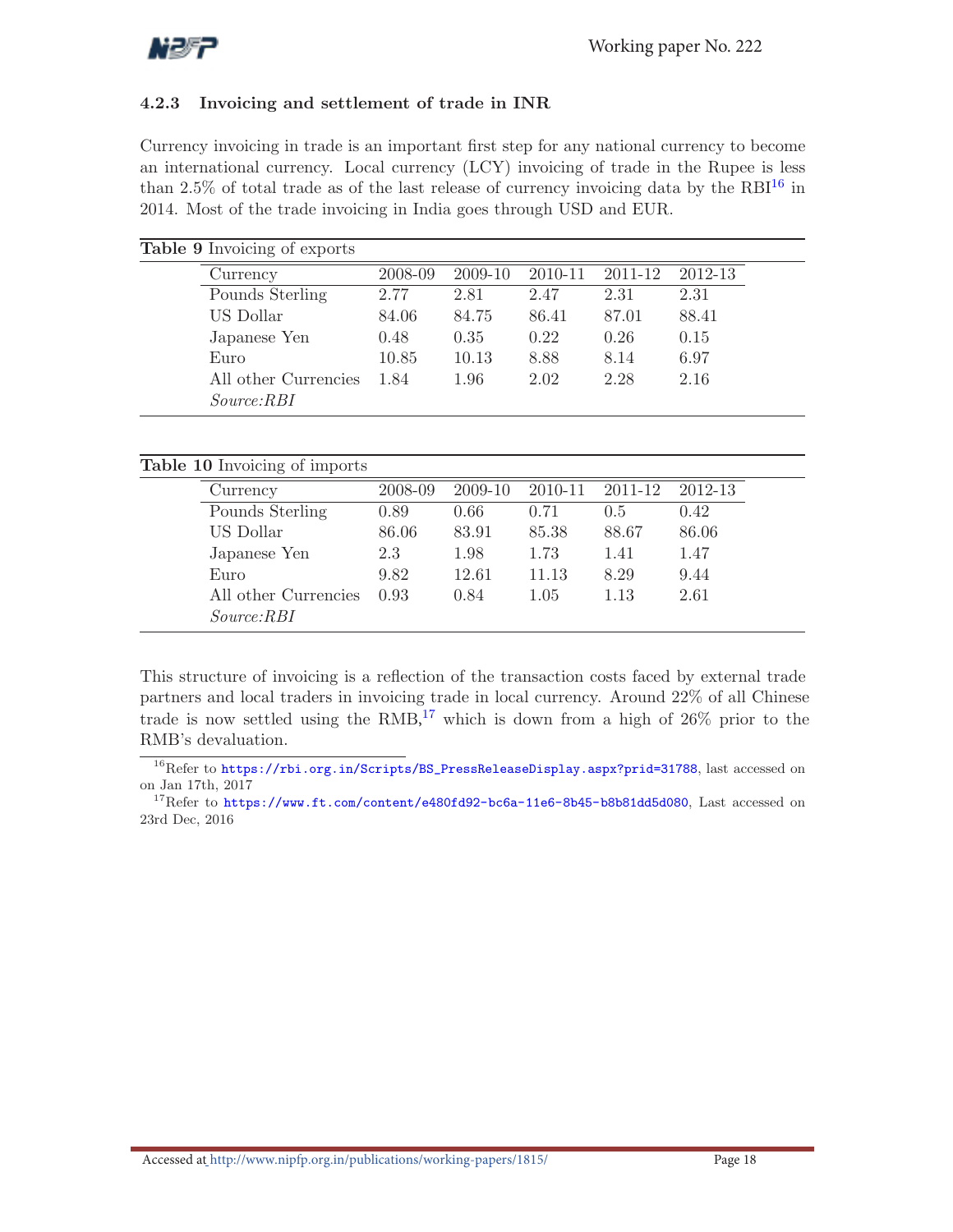### 4.2.3 Invoicing and settlement of trade in INR

Currency invoicing in trade is an important first step for any national currency to become an international currency. Local currency (LCY) invoicing of trade in the Rupee is less than 2.5% of total trade as of the last release of currency invoicing data by the RBI[16] in 2014. Most of the trade invoicing in India goes through USD and EUR.

**Table 9** Invoicing of exports

| Currency | 2008-09 | 2009-10 | 2010-11 | 2011-12 | 2012-13 |
|---|---|---|---|---|---|
| Pounds Sterling | 2.77 | 2.81 | 2.47 | 2.31 | 2.31 |
| US Dollar | 84.06 | 84.75 | 86.41 | 87.01 | 88.41 |
| Japanese Yen | 0.48 | 0.35 | 0.22 | 0.26 | 0.15 |
| Euro | 10.85 | 10.13 | 8.88 | 8.14 | 6.97 |
| All other Currencies | 1.84 | 1.96 | 2.02 | 2.28 | 2.16 |

*Source:RBI*

**Table 10** Invoicing of imports

| Currency | 2008-09 | 2009-10 | 2010-11 | 2011-12 | 2012-13 |
|---|---|---|---|---|---|
| Pounds Sterling | 0.89 | 0.66 | 0.71 | 0.5 | 0.42 |
| US Dollar | 86.06 | 83.91 | 85.38 | 88.67 | 86.06 |
| Japanese Yen | 2.3 | 1.98 | 1.73 | 1.41 | 1.47 |
| Euro | 9.82 | 12.61 | 11.13 | 8.29 | 9.44 |
| All other Currencies | 0.93 | 0.84 | 1.05 | 1.13 | 2.61 |

*Source:RBI*

This structure of invoicing is a reflection of the transaction costs faced by external trade partners and local traders in invoicing trade in local currency. Around 22% of all Chinese trade is now settled using the RMB,[17] which is down from a high of 26% prior to the RMB's devaluation.

[16] Refer to https://rbi.org.in/Scripts/BS_PressReleaseDisplay.aspx?prid=31788, last accessed on on Jan 17th, 2017

[17] Refer to https://www.ft.com/content/e480fd92-bc6a-11e6-8b45-b8b81dd5d080, Last accessed on 23rd Dec, 2016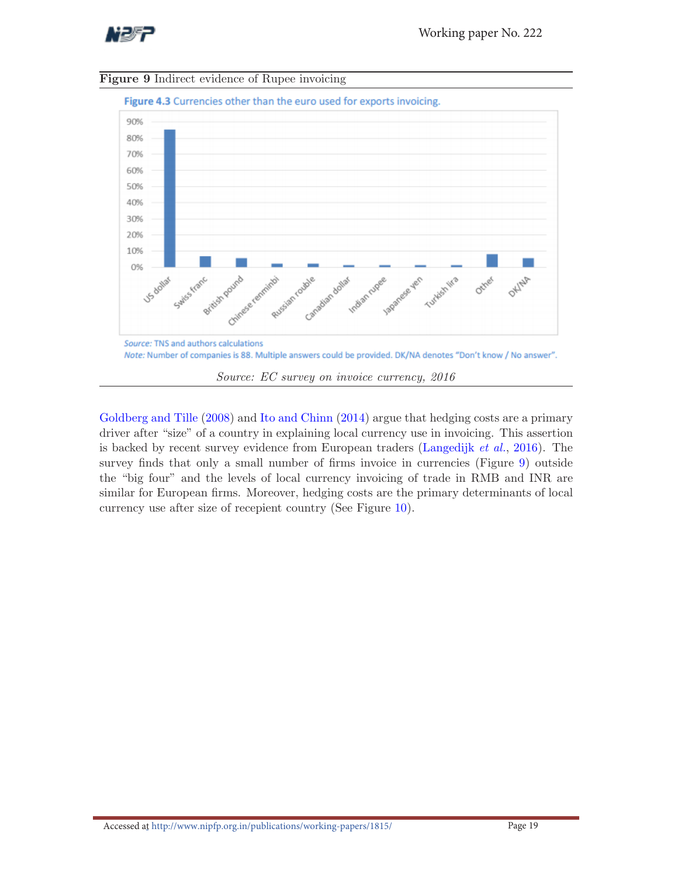**Figure 9** Indirect evidence of Rupee invoicing

**Figure 4.3** Currencies other than the euro used for exports invoicing.

*Source:* TNS and authors calculations

*Note:* Number of companies is 88. Multiple answers could be provided. DK/NA denotes "Don't know / No answer".

*Source: EC survey on invoice currency, 2016*

Goldberg and Tille (2008) and Ito and Chinn (2014) argue that hedging costs are a primary driver after "size" of a country in explaining local currency use in invoicing. This assertion is backed by recent survey evidence from European traders (Langedijk *et al.*, 2016). The survey finds that only a small number of firms invoice in currencies (Figure 9) outside the "big four" and the levels of local currency invoicing of trade in RMB and INR are similar for European firms. Moreover, hedging costs are the primary determinants of local currency use after size of recepient country (See Figure 10).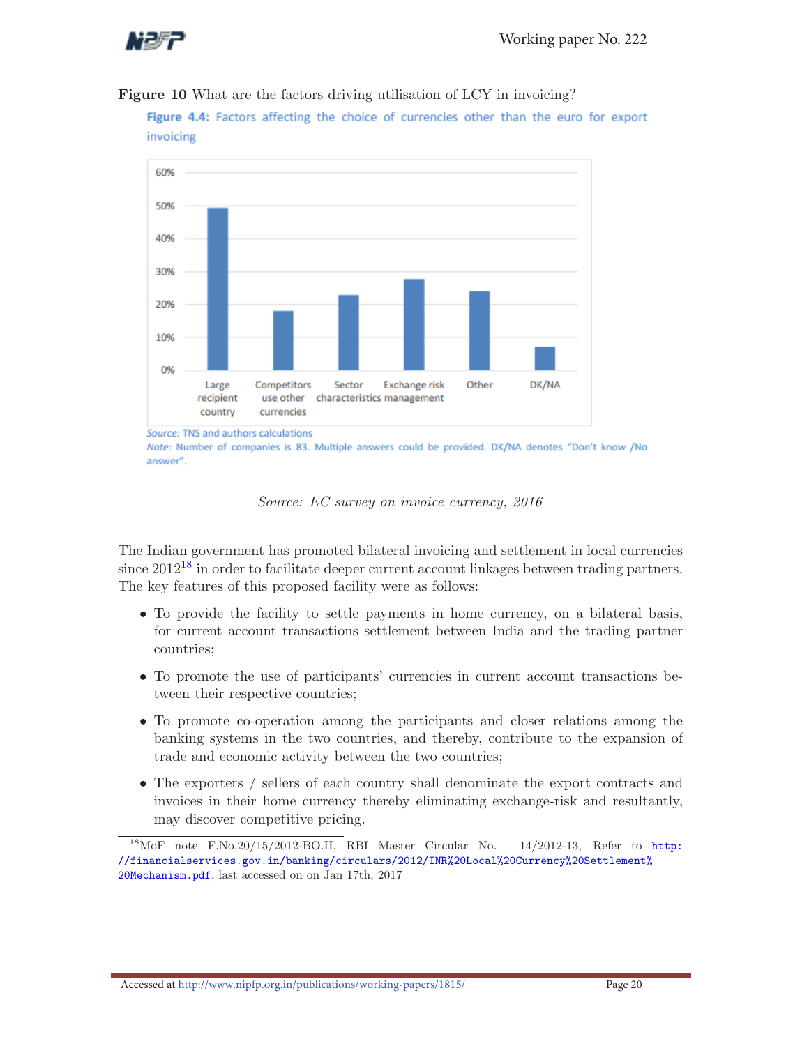**Figure 10** What are the factors driving utilisation of LCY in invoicing?

**Figure 4.4:** Factors affecting the choice of currencies other than the euro for export invoicing

*Source:* TNS and authors calculations

*Note:* Number of companies is 83. Multiple answers could be provided. DK/NA denotes "Don't know /No answer".

*Source: EC survey on invoice currency, 2016*

The Indian government has promoted bilateral invoicing and settlement in local currencies since 2012[18] in order to facilitate deeper current account linkages between trading partners. The key features of this proposed facility were as follows:

- To provide the facility to settle payments in home currency, on a bilateral basis, for current account transactions settlement between India and the trading partner countries;
- To promote the use of participants' currencies in current account transactions between their respective countries;
- To promote co-operation among the participants and closer relations among the banking systems in the two countries, and thereby, contribute to the expansion of trade and economic activity between the two countries;
- The exporters / sellers of each country shall denominate the export contracts and invoices in their home currency thereby eliminating exchange-risk and resultantly, may discover competitive pricing.

[18] MoF note F.No.20/15/2012-BO.II, RBI Master Circular No. 14/2012-13, Refer to http://financialservices.gov.in/banking/circulars/2012/INR%20Local%20Currency%20Settlement%20Mechanism.pdf, last accessed on on Jan 17th, 2017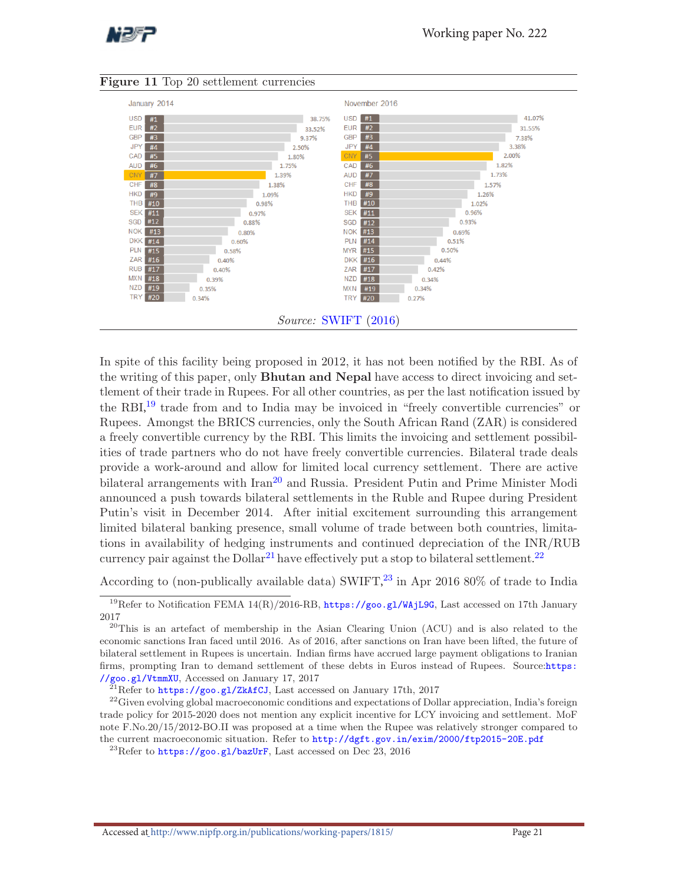**Figure 11** Top 20 settlement currencies

| Rank | January 2014 | | November 2016 | |
|---|---|---|---|---|
| #1 | USD | 38.75% | USD | 41.07% |
| #2 | EUR | 33.52% | EUR | 31.55% |
| #3 | GBP | 9.37% | GBP | 7.38% |
| #4 | JPY | 2.50% | JPY | 3.38% |
| #5 | CAD | 1.80% | CNY | 2.00% |
| #6 | AUD | 1.75% | CAD | 1.82% |
| #7 | CNY | 1.39% | AUD | 1.73% |
| #8 | CHF | 1.38% | CHF | 1.57% |
| #9 | HKD | 1.09% | HKD | 1.26% |
| #10 | THB | 0.98% | THB | 1.02% |
| #11 | SEK | 0.97% | SEK | 0.96% |
| #12 | SGD | 0.88% | SGD | 0.93% |
| #13 | NOK | 0.80% | NOK | 0.69% |
| #14 | DKK | 0.60% | PLN | 0.51% |
| #15 | PLN | 0.58% | MYR | 0.50% |
| #16 | ZAR | 0.40% | DKK | 0.44% |
| #17 | RUB | 0.40% | ZAR | 0.42% |
| #18 | MXN | 0.39% | NZD | 0.34% |
| #19 | NZD | 0.35% | MXN | 0.34% |
| #20 | TRY | 0.34% | TRY | 0.27% |

*Source:* SWIFT (2016)

In spite of this facility being proposed in 2012, it has not been notified by the RBI. As of the writing of this paper, only **Bhutan and Nepal** have access to direct invoicing and settlement of their trade in Rupees. For all other countries, as per the last notification issued by the RBI,[19] trade from and to India may be invoiced in "freely convertible currencies" or Rupees. Amongst the BRICS currencies, only the South African Rand (ZAR) is considered a freely convertible currency by the RBI. This limits the invoicing and settlement possibilities of trade partners who do not have freely convertible currencies. Bilateral trade deals provide a work-around and allow for limited local currency settlement. There are active bilateral arrangements with Iran[20] and Russia. President Putin and Prime Minister Modi announced a push towards bilateral settlements in the Ruble and Rupee during President Putin's visit in December 2014. After initial excitement surrounding this arrangement limited bilateral banking presence, small volume of trade between both countries, limitations in availability of hedging instruments and continued depreciation of the INR/RUB currency pair against the Dollar[21] have effectively put a stop to bilateral settlement.[22]

According to (non-publically available data) SWIFT,[23] in Apr 2016 80% of trade to India

[19] Refer to Notification FEMA 14(R)/2016-RB, https://goo.gl/WAjL9G, Last accessed on 17th January 2017

[20] This is an artefact of membership in the Asian Clearing Union (ACU) and is also related to the economic sanctions Iran faced until 2016. As of 2016, after sanctions on Iran have been lifted, the future of bilateral settlement in Rupees is uncertain. Indian firms have accrued large payment obligations to Iranian firms, prompting Iran to demand settlement of these debts in Euros instead of Rupees. Source:https://goo.gl/VtmmXU, Accessed on January 17, 2017

[21] Refer to https://goo.gl/ZkAfCJ, Last accessed on January 17th, 2017

[22] Given evolving global macroeconomic conditions and expectations of Dollar appreciation, India's foreign trade policy for 2015-2020 does not mention any explicit incentive for LCY invoicing and settlement. MoF note F.No.20/15/2012-BO.II was proposed at a time when the Rupee was relatively stronger compared to the current macroeconomic situation. Refer to http://dgft.gov.in/exim/2000/ftp2015-20E.pdf

[23] Refer to https://goo.gl/bazUrF, Last accessed on Dec 23, 2016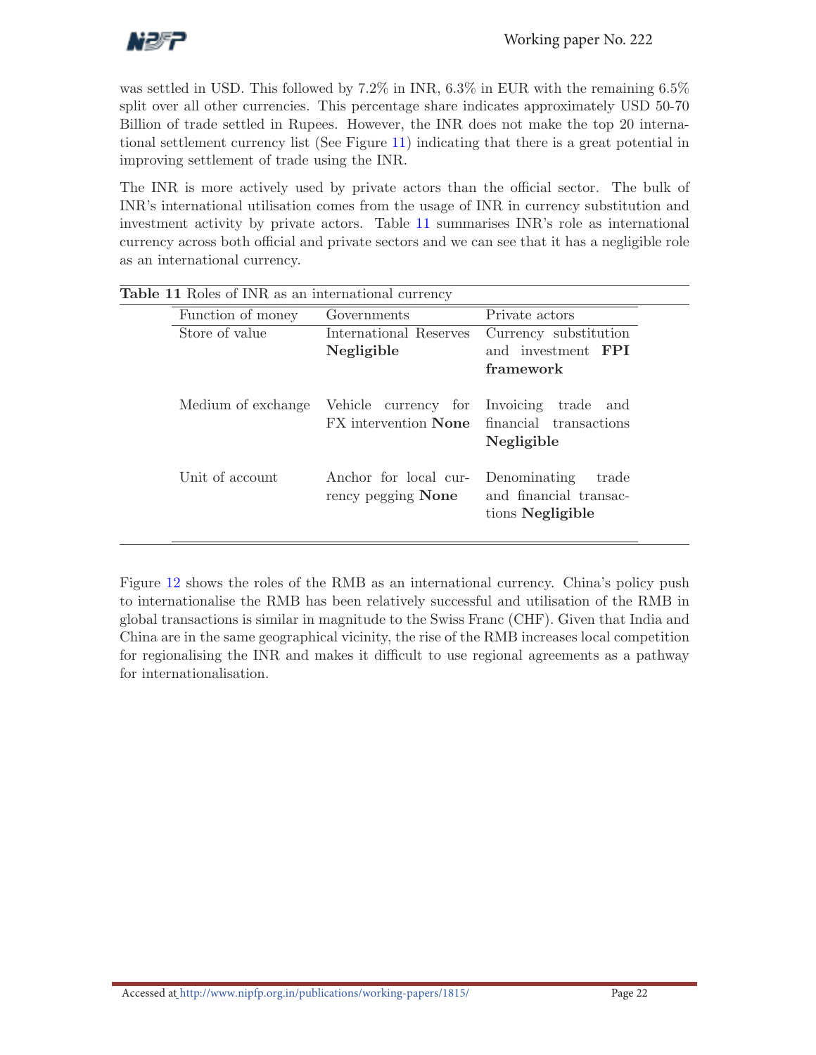was settled in USD. This followed by 7.2% in INR, 6.3% in EUR with the remaining 6.5% split over all other currencies. This percentage share indicates approximately USD 50-70 Billion of trade settled in Rupees. However, the INR does not make the top 20 international settlement currency list (See Figure 11) indicating that there is a great potential in improving settlement of trade using the INR.

The INR is more actively used by private actors than the official sector. The bulk of INR's international utilisation comes from the usage of INR in currency substitution and investment activity by private actors. Table 11 summarises INR's role as international currency across both official and private sectors and we can see that it has a negligible role as an international currency.

**Table 11** Roles of INR as an international currency

| Function of money | Governments | Private actors |
|---|---|---|
| Store of value | International Reserves **Negligible** | Currency substitution and investment **FPI framework** |
| Medium of exchange | Vehicle currency for FX intervention **None** | Invoicing trade and financial transactions **Negligible** |
| Unit of account | Anchor for local currency pegging **None** | Denominating trade and financial transactions **Negligible** |

Figure 12 shows the roles of the RMB as an international currency. China's policy push to internationalise the RMB has been relatively successful and utilisation of the RMB in global transactions is similar in magnitude to the Swiss Franc (CHF). Given that India and China are in the same geographical vicinity, the rise of the RMB increases local competition for regionalising the INR and makes it difficult to use regional agreements as a pathway for internationalisation.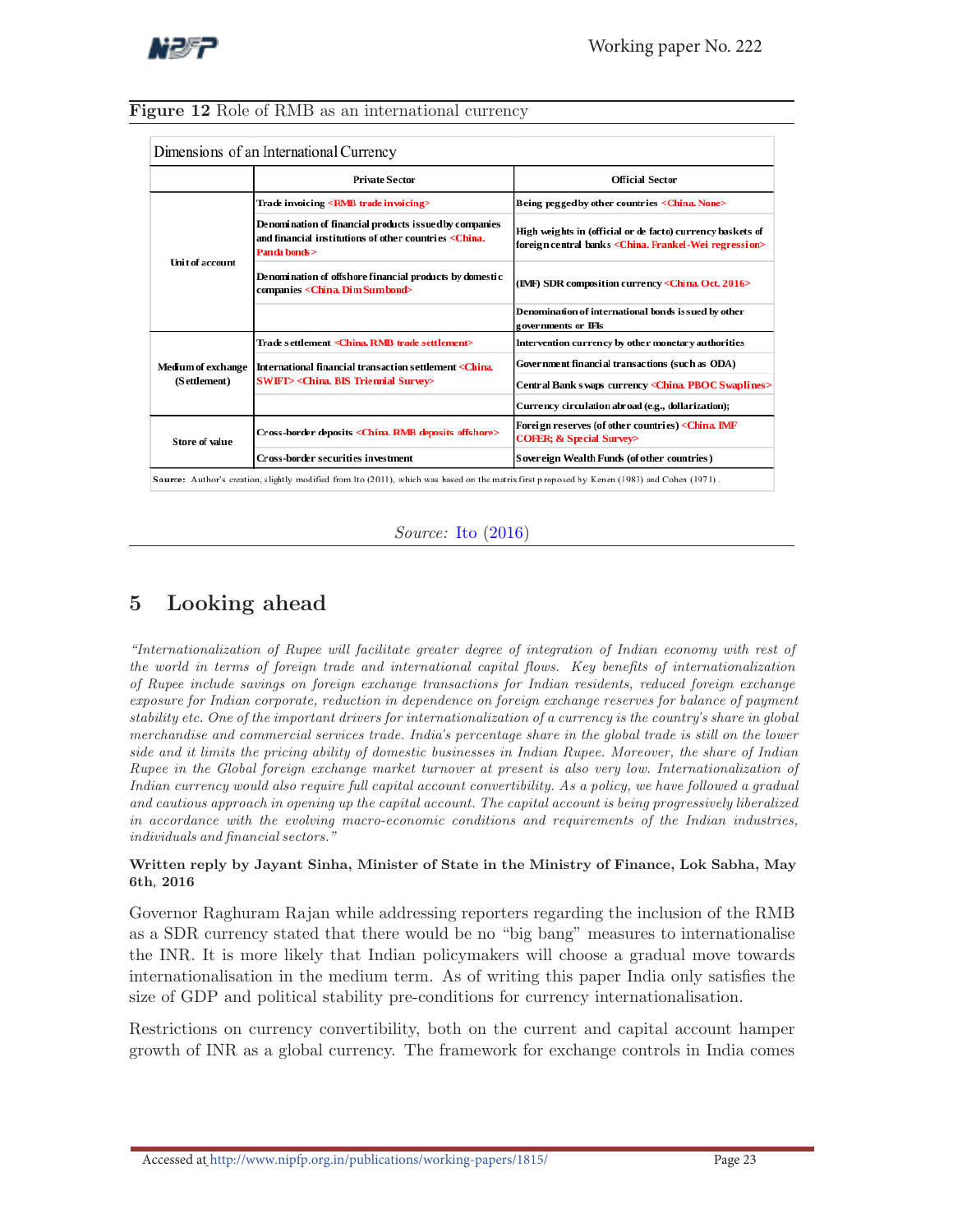**Figure 12** Role of RMB as an international currency

| Dimensions of an International Currency | | |
|---|---|---|
| | **Private Sector** | **Official Sector** |
| Unit of account | Trade invoicing <RMB trade invoicing> | Being pegged by other countries <China. None> |
| | Denomination of financial products issued by companies and financial institutions of other countries <China. Panda bonds> | High weights in (official or de facto) currency baskets of foreign central banks <China. Frankel-Wei regression> |
| | Denomination of offshore financial products by domestic companies <China. Dim Sum bond> | (IMF) SDR composition currency <China. Oct. 2016> |
| | | Denomination of international bonds issued by other governments or IFIs |
| Medium of exchange (Settlement) | Trade settlement <China. RMB trade settlement> | Intervention currency by other monetary authorities |
| | International financial transaction settlement <China. SWIFT> <China. BIS Triennial Survey> | Government financial transactions (such as ODA) |
| | | Central Bank swaps currency <China. PBOC Swaplines> |
| | | Currency circulation abroad (e.g., dollarization); |
| Store of value | Cross-border deposits <China. RMB deposits offshore> | Foreign reserves (of other countries) <China. IMF COFER; & Special Survey> |
| | Cross-border securities investment | Sovereign Wealth Funds (of other countries) |

**Source:** Author's creation, slightly modified from Ito (2011), which was based on the matrix first proposed by Kenen (1983) and Cohen (1971).

*Source:* Ito (2016)

## 5 Looking ahead

*"Internationalization of Rupee will facilitate greater degree of integration of Indian economy with rest of the world in terms of foreign trade and international capital flows. Key benefits of internationalization of Rupee include savings on foreign exchange transactions for Indian residents, reduced foreign exchange exposure for Indian corporate, reduction in dependence on foreign exchange reserves for balance of payment stability etc. One of the important drivers for internationalization of a currency is the country's share in global merchandise and commercial services trade. India's percentage share in the global trade is still on the lower side and it limits the pricing ability of domestic businesses in Indian Rupee. Moreover, the share of Indian Rupee in the Global foreign exchange market turnover at present is also very low. Internationalization of Indian currency would also require full capital account convertibility. As a policy, we have followed a gradual and cautious approach in opening up the capital account. The capital account is being progressively liberalized in accordance with the evolving macro-economic conditions and requirements of the Indian industries, individuals and financial sectors."*

**Written reply by Jayant Sinha, Minister of State in the Ministry of Finance, Lok Sabha, May 6th, 2016**

Governor Raghuram Rajan while addressing reporters regarding the inclusion of the RMB as a SDR currency stated that there would be no "big bang" measures to internationalise the INR. It is more likely that Indian policymakers will choose a gradual move towards internationalisation in the medium term. As of writing this paper India only satisfies the size of GDP and political stability pre-conditions for currency internationalisation.

Restrictions on currency convertibility, both on the current and capital account hamper growth of INR as a global currency. The framework for exchange controls in India comes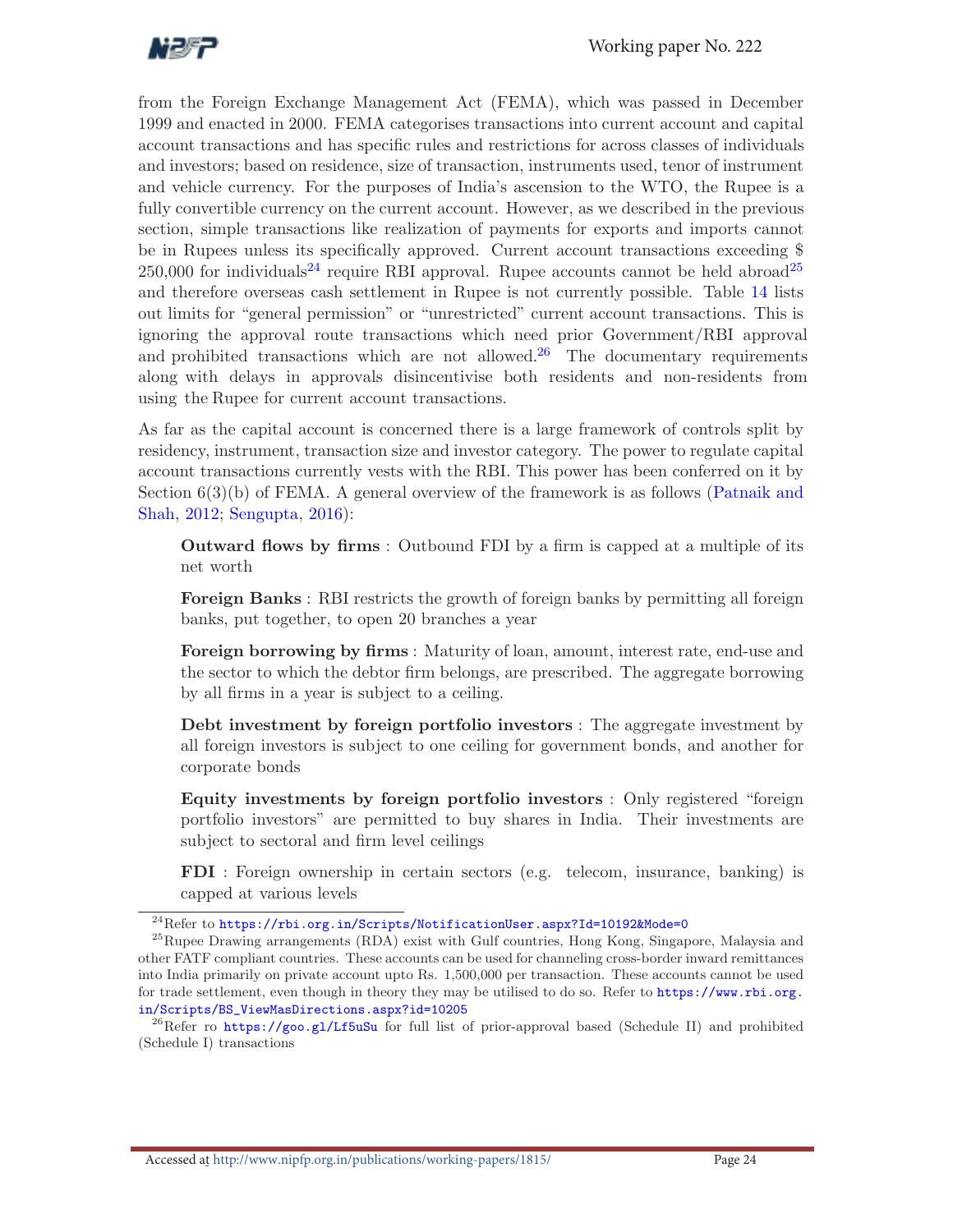from the Foreign Exchange Management Act (FEMA), which was passed in December 1999 and enacted in 2000. FEMA categorises transactions into current account and capital account transactions and has specific rules and restrictions for across classes of individuals and investors; based on residence, size of transaction, instruments used, tenor of instrument and vehicle currency. For the purposes of India's ascension to the WTO, the Rupee is a fully convertible currency on the current account. However, as we described in the previous section, simple transactions like realization of payments for exports and imports cannot be in Rupees unless its specifically approved. Current account transactions exceeding $ 250,000 for individuals[24] require RBI approval. Rupee accounts cannot be held abroad[25] and therefore overseas cash settlement in Rupee is not currently possible. Table 14 lists out limits for "general permission" or "unrestricted" current account transactions. This is ignoring the approval route transactions which need prior Government/RBI approval and prohibited transactions which are not allowed.[26] The documentary requirements along with delays in approvals disincentivise both residents and non-residents from using the Rupee for current account transactions.

As far as the capital account is concerned there is a large framework of controls split by residency, instrument, transaction size and investor category. The power to regulate capital account transactions currently vests with the RBI. This power has been conferred on it by Section 6(3)(b) of FEMA. A general overview of the framework is as follows (Patnaik and Shah, 2012; Sengupta, 2016):

**Outward flows by firms** : Outbound FDI by a firm is capped at a multiple of its net worth

**Foreign Banks** : RBI restricts the growth of foreign banks by permitting all foreign banks, put together, to open 20 branches a year

**Foreign borrowing by firms** : Maturity of loan, amount, interest rate, end-use and the sector to which the debtor firm belongs, are prescribed. The aggregate borrowing by all firms in a year is subject to a ceiling.

**Debt investment by foreign portfolio investors** : The aggregate investment by all foreign investors is subject to one ceiling for government bonds, and another for corporate bonds

**Equity investments by foreign portfolio investors** : Only registered "foreign portfolio investors" are permitted to buy shares in India. Their investments are subject to sectoral and firm level ceilings

**FDI** : Foreign ownership in certain sectors (e.g. telecom, insurance, banking) is capped at various levels

---

[24] Refer to https://rbi.org.in/Scripts/NotificationUser.aspx?Id=10192&Mode=0

[25] Rupee Drawing arrangements (RDA) exist with Gulf countries, Hong Kong, Singapore, Malaysia and other FATF compliant countries. These accounts can be used for channeling cross-border inward remittances into India primarily on private account upto Rs. 1,500,000 per transaction. These accounts cannot be used for trade settlement, even though in theory they may be utilised to do so. Refer to https://www.rbi.org.in/Scripts/BS_ViewMasDirections.aspx?id=10205

[26] Refer ro https://goo.gl/Lf5uSu for full list of prior-approval based (Schedule II) and prohibited (Schedule I) transactions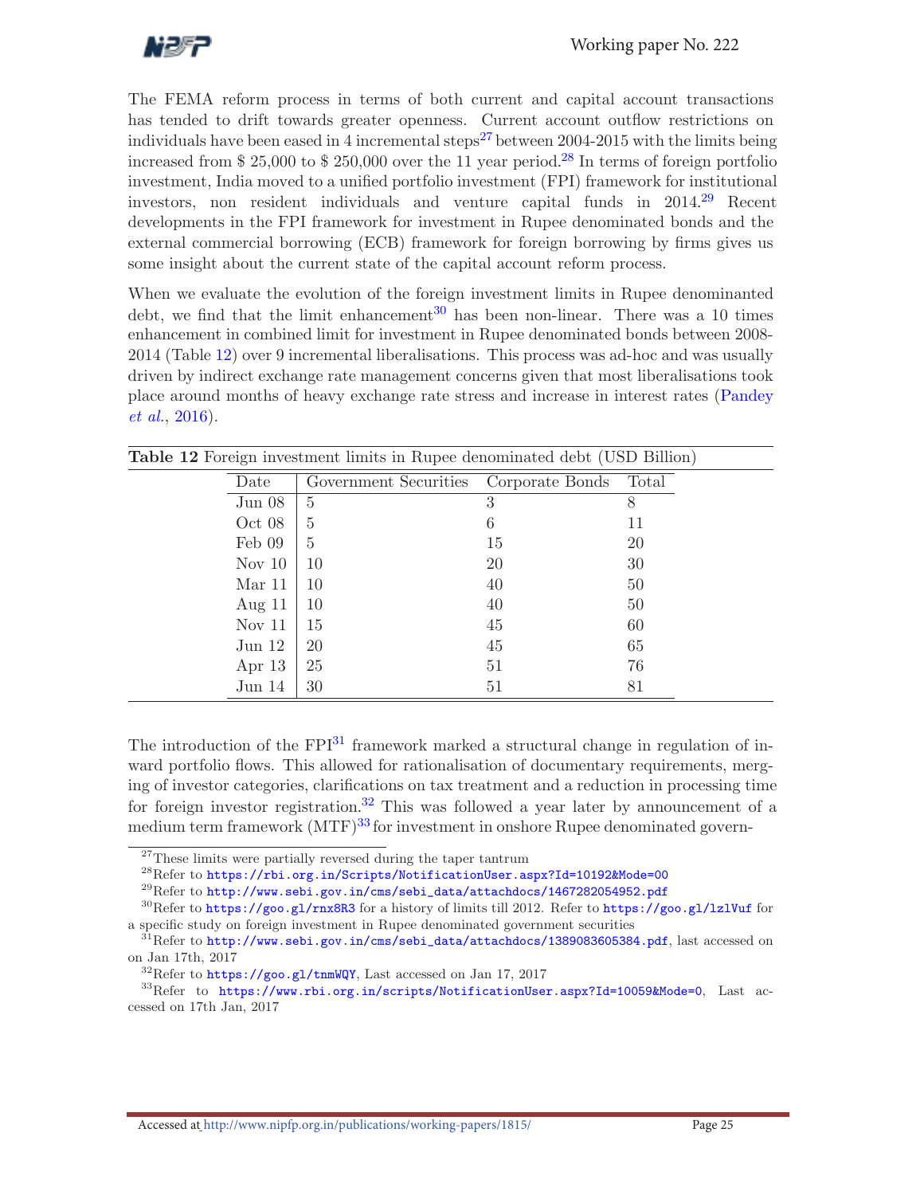The FEMA reform process in terms of both current and capital account transactions has tended to drift towards greater openness. Current account outflow restrictions on individuals have been eased in 4 incremental steps[27] between 2004-2015 with the limits being increased from $ 25,000 to $ 250,000 over the 11 year period.[28] In terms of foreign portfolio investment, India moved to a unified portfolio investment (FPI) framework for institutional investors, non resident individuals and venture capital funds in 2014.[29] Recent developments in the FPI framework for investment in Rupee denominated bonds and the external commercial borrowing (ECB) framework for foreign borrowing by firms gives us some insight about the current state of the capital account reform process.

When we evaluate the evolution of the foreign investment limits in Rupee denominanted debt, we find that the limit enhancement[30] has been non-linear. There was a 10 times enhancement in combined limit for investment in Rupee denominated bonds between 2008-2014 (Table 12) over 9 incremental liberalisations. This process was ad-hoc and was usually driven by indirect exchange rate management concerns given that most liberalisations took place around months of heavy exchange rate stress and increase in interest rates (Pandey *et al.*, 2016).

**Table 12** Foreign investment limits in Rupee denominated debt (USD Billion)

| Date | Government Securities | Corporate Bonds | Total |
|---|---|---|---|
| Jun 08 | 5 | 3 | 8 |
| Oct 08 | 5 | 6 | 11 |
| Feb 09 | 5 | 15 | 20 |
| Nov 10 | 10 | 20 | 30 |
| Mar 11 | 10 | 40 | 50 |
| Aug 11 | 10 | 40 | 50 |
| Nov 11 | 15 | 45 | 60 |
| Jun 12 | 20 | 45 | 65 |
| Apr 13 | 25 | 51 | 76 |
| Jun 14 | 30 | 51 | 81 |

The introduction of the FPI[31] framework marked a structural change in regulation of inward portfolio flows. This allowed for rationalisation of documentary requirements, merging of investor categories, clarifications on tax treatment and a reduction in processing time for foreign investor registration.[32] This was followed a year later by announcement of a medium term framework (MTF)[33] for investment in onshore Rupee denominated govern-

[27] These limits were partially reversed during the taper tantrum

[28] Refer to https://rbi.org.in/Scripts/NotificationUser.aspx?Id=10192&Mode=00

[29] Refer to http://www.sebi.gov.in/cms/sebi_data/attachdocs/1467282054952.pdf

[30] Refer to https://goo.gl/rnx8R3 for a history of limits till 2012. Refer to https://goo.gl/lzlVuf for a specific study on foreign investment in Rupee denominated government securities

[31] Refer to http://www.sebi.gov.in/cms/sebi_data/attachdocs/1389083605384.pdf, last accessed on on Jan 17th, 2017

[32] Refer to https://goo.gl/tnmWQY, Last accessed on Jan 17, 2017

[33] Refer to https://www.rbi.org.in/scripts/NotificationUser.aspx?Id=10059&Mode=0, Last accessed on 17th Jan, 2017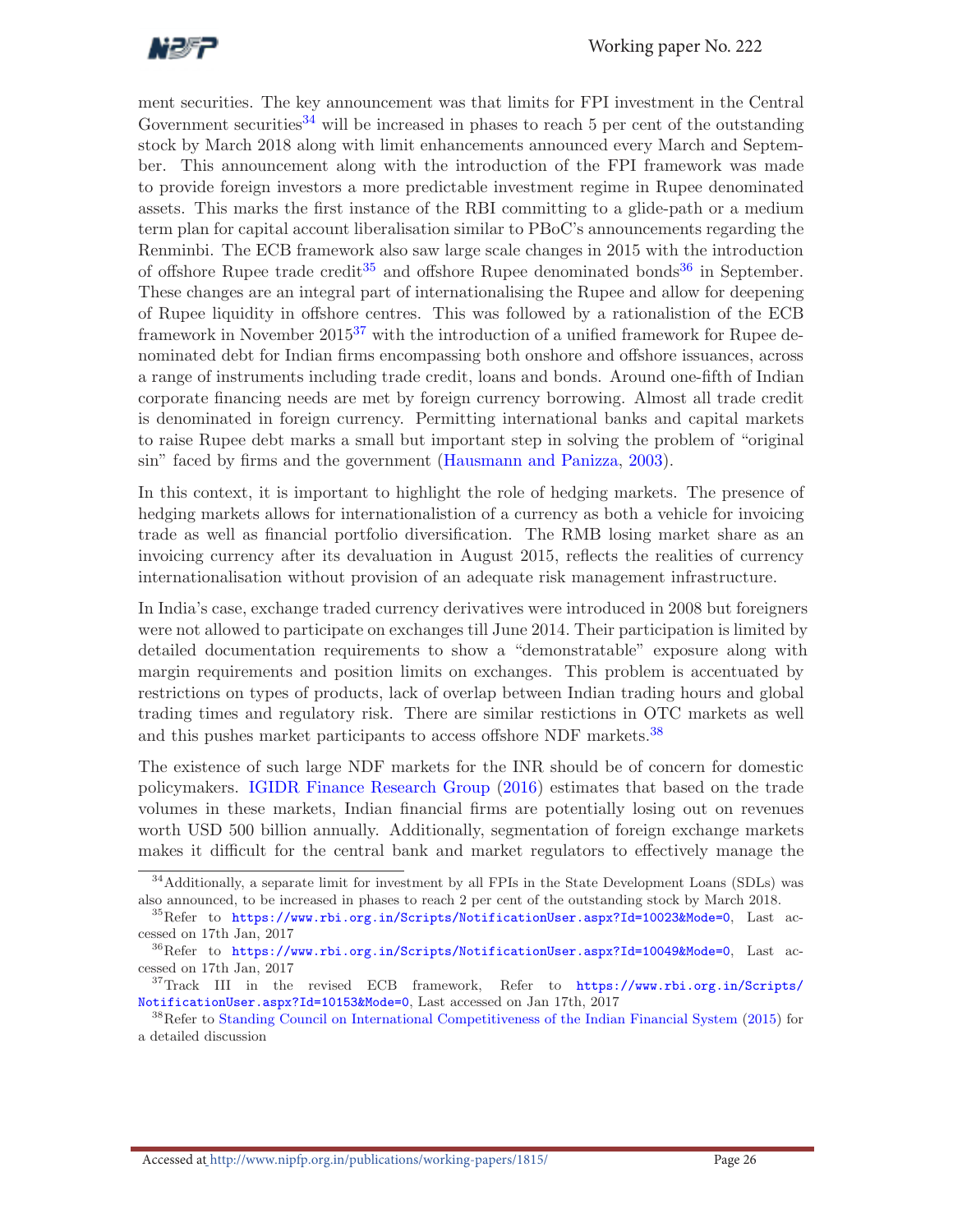ment securities. The key announcement was that limits for FPI investment in the Central Government securities[34] will be increased in phases to reach 5 per cent of the outstanding stock by March 2018 along with limit enhancements announced every March and September. This announcement along with the introduction of the FPI framework was made to provide foreign investors a more predictable investment regime in Rupee denominated assets. This marks the first instance of the RBI committing to a glide-path or a medium term plan for capital account liberalisation similar to PBoC's announcements regarding the Renminbi. The ECB framework also saw large scale changes in 2015 with the introduction of offshore Rupee trade credit[35] and offshore Rupee denominated bonds[36] in September. These changes are an integral part of internationalising the Rupee and allow for deepening of Rupee liquidity in offshore centres. This was followed by a rationalistion of the ECB framework in November 2015[37] with the introduction of a unified framework for Rupee denominated debt for Indian firms encompassing both onshore and offshore issuances, across a range of instruments including trade credit, loans and bonds. Around one-fifth of Indian corporate financing needs are met by foreign currency borrowing. Almost all trade credit is denominated in foreign currency. Permitting international banks and capital markets to raise Rupee debt marks a small but important step in solving the problem of "original sin" faced by firms and the government (Hausmann and Panizza, 2003).

In this context, it is important to highlight the role of hedging markets. The presence of hedging markets allows for internationalistion of a currency as both a vehicle for invoicing trade as well as financial portfolio diversification. The RMB losing market share as an invoicing currency after its devaluation in August 2015, reflects the realities of currency internationalisation without provision of an adequate risk management infrastructure.

In India's case, exchange traded currency derivatives were introduced in 2008 but foreigners were not allowed to participate on exchanges till June 2014. Their participation is limited by detailed documentation requirements to show a "demonstratable" exposure along with margin requirements and position limits on exchanges. This problem is accentuated by restrictions on types of products, lack of overlap between Indian trading hours and global trading times and regulatory risk. There are similar restictions in OTC markets as well and this pushes market participants to access offshore NDF markets.[38]

The existence of such large NDF markets for the INR should be of concern for domestic policymakers. IGIDR Finance Research Group (2016) estimates that based on the trade volumes in these markets, Indian financial firms are potentially losing out on revenues worth USD 500 billion annually. Additionally, segmentation of foreign exchange markets makes it difficult for the central bank and market regulators to effectively manage the

---

[34] Additionally, a separate limit for investment by all FPIs in the State Development Loans (SDLs) was also announced, to be increased in phases to reach 2 per cent of the outstanding stock by March 2018.

[35] Refer to https://www.rbi.org.in/Scripts/NotificationUser.aspx?Id=10023&Mode=0, Last accessed on 17th Jan, 2017

[36] Refer to https://www.rbi.org.in/Scripts/NotificationUser.aspx?Id=10049&Mode=0, Last accessed on 17th Jan, 2017

[37] Track III in the revised ECB framework, Refer to https://www.rbi.org.in/Scripts/NotificationUser.aspx?Id=10153&Mode=0, Last accessed on Jan 17th, 2017

[38] Refer to Standing Council on International Competitiveness of the Indian Financial System (2015) for a detailed discussion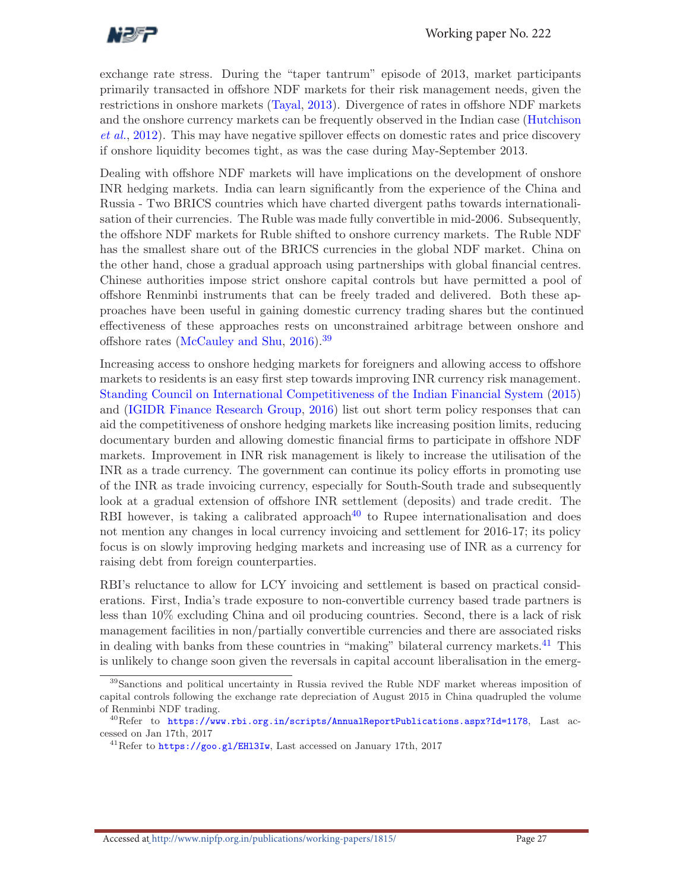exchange rate stress. During the "taper tantrum" episode of 2013, market participants primarily transacted in offshore NDF markets for their risk management needs, given the restrictions in onshore markets (Tayal, 2013). Divergence of rates in offshore NDF markets and the onshore currency markets can be frequently observed in the Indian case (Hutchison *et al.*, 2012). This may have negative spillover effects on domestic rates and price discovery if onshore liquidity becomes tight, as was the case during May-September 2013.

Dealing with offshore NDF markets will have implications on the development of onshore INR hedging markets. India can learn significantly from the experience of the China and Russia - Two BRICS countries which have charted divergent paths towards internationalisation of their currencies. The Ruble was made fully convertible in mid-2006. Subsequently, the offshore NDF markets for Ruble shifted to onshore currency markets. The Ruble NDF has the smallest share out of the BRICS currencies in the global NDF market. China on the other hand, chose a gradual approach using partnerships with global financial centres. Chinese authorities impose strict onshore capital controls but have permitted a pool of offshore Renminbi instruments that can be freely traded and delivered. Both these approaches have been useful in gaining domestic currency trading shares but the continued effectiveness of these approaches rests on unconstrained arbitrage between onshore and offshore rates (McCauley and Shu, 2016).[39]

Increasing access to onshore hedging markets for foreigners and allowing access to offshore markets to residents is an easy first step towards improving INR currency risk management. Standing Council on International Competitiveness of the Indian Financial System (2015) and (IGIDR Finance Research Group, 2016) list out short term policy responses that can aid the competitiveness of onshore hedging markets like increasing position limits, reducing documentary burden and allowing domestic financial firms to participate in offshore NDF markets. Improvement in INR risk management is likely to increase the utilisation of the INR as a trade currency. The government can continue its policy efforts in promoting use of the INR as trade invoicing currency, especially for South-South trade and subsequently look at a gradual extension of offshore INR settlement (deposits) and trade credit. The RBI however, is taking a calibrated approach[40] to Rupee internationalisation and does not mention any changes in local currency invoicing and settlement for 2016-17; its policy focus is on slowly improving hedging markets and increasing use of INR as a currency for raising debt from foreign counterparties.

RBI's reluctance to allow for LCY invoicing and settlement is based on practical considerations. First, India's trade exposure to non-convertible currency based trade partners is less than 10% excluding China and oil producing countries. Second, there is a lack of risk management facilities in non/partially convertible currencies and there are associated risks in dealing with banks from these countries in "making" bilateral currency markets.[41] This is unlikely to change soon given the reversals in capital account liberalisation in the emerg-

[39] Sanctions and political uncertainty in Russia revived the Ruble NDF market whereas imposition of capital controls following the exchange rate depreciation of August 2015 in China quadrupled the volume of Renminbi NDF trading.

[40] Refer to https://www.rbi.org.in/scripts/AnnualReportPublications.aspx?Id=1178, Last accessed on Jan 17th, 2017

[41] Refer to https://goo.gl/EHl3Iw, Last accessed on January 17th, 2017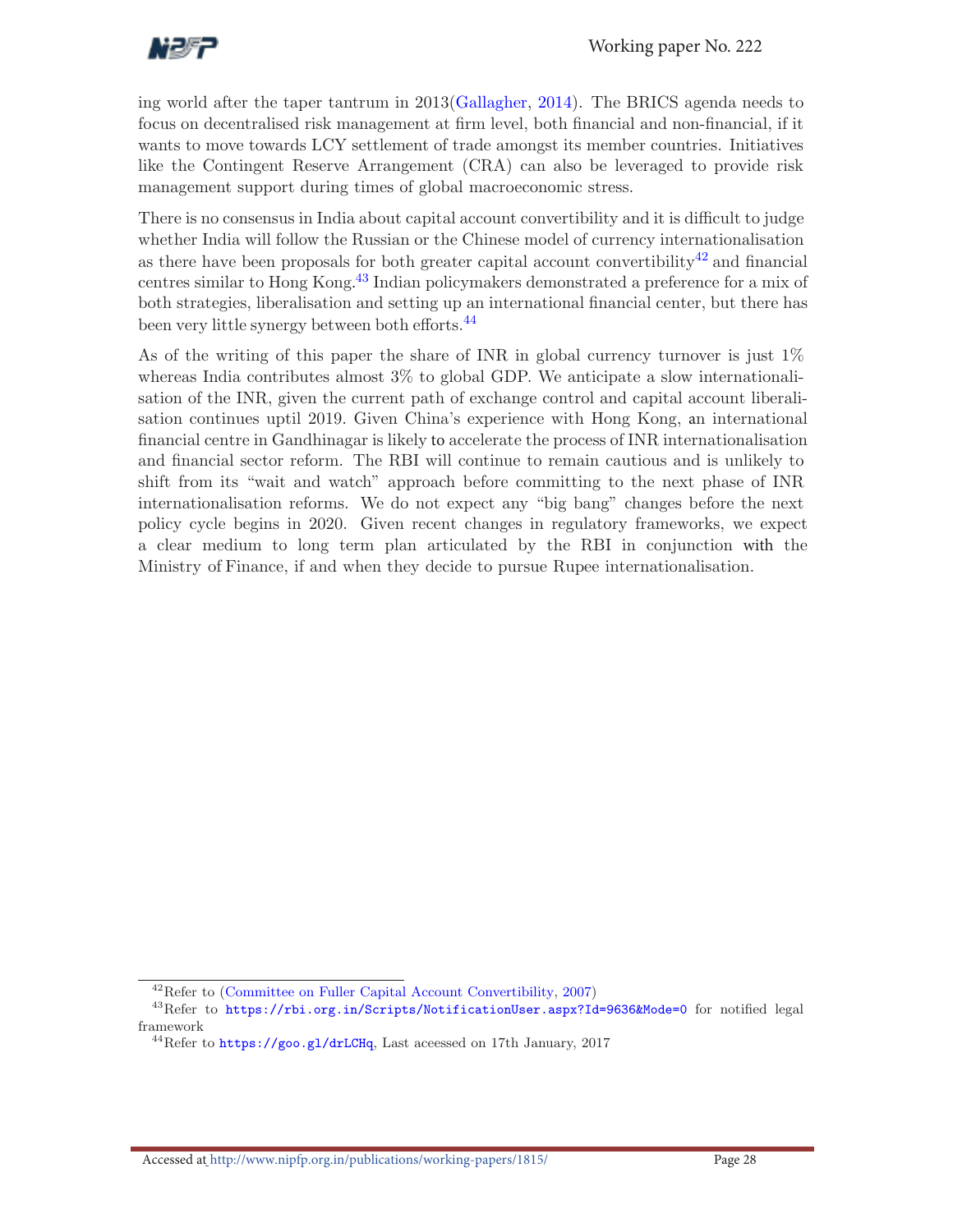ing world after the taper tantrum in 2013(Gallagher, 2014). The BRICS agenda needs to focus on decentralised risk management at firm level, both financial and non-financial, if it wants to move towards LCY settlement of trade amongst its member countries. Initiatives like the Contingent Reserve Arrangement (CRA) can also be leveraged to provide risk management support during times of global macroeconomic stress.

There is no consensus in India about capital account convertibility and it is difficult to judge whether India will follow the Russian or the Chinese model of currency internationalisation as there have been proposals for both greater capital account convertibility[42] and financial centres similar to Hong Kong.[43] Indian policymakers demonstrated a preference for a mix of both strategies, liberalisation and setting up an international financial center, but there has been very little synergy between both efforts.[44]

As of the writing of this paper the share of INR in global currency turnover is just 1% whereas India contributes almost 3% to global GDP. We anticipate a slow internationalisation of the INR, given the current path of exchange control and capital account liberalisation continues uptil 2019. Given China's experience with Hong Kong, an international financial centre in Gandhinagar is likely to accelerate the process of INR internationalisation and financial sector reform. The RBI will continue to remain cautious and is unlikely to shift from its "wait and watch" approach before committing to the next phase of INR internationalisation reforms. We do not expect any "big bang" changes before the next policy cycle begins in 2020. Given recent changes in regulatory frameworks, we expect a clear medium to long term plan articulated by the RBI in conjunction with the Ministry of Finance, if and when they decide to pursue Rupee internationalisation.

---

[42] Refer to (Committee on Fuller Capital Account Convertibility, 2007)

[43] Refer to https://rbi.org.in/Scripts/NotificationUser.aspx?Id=9636&Mode=0 for notified legal framework

[44] Refer to https://goo.gl/drLCHq, Last aceessed on 17th January, 2017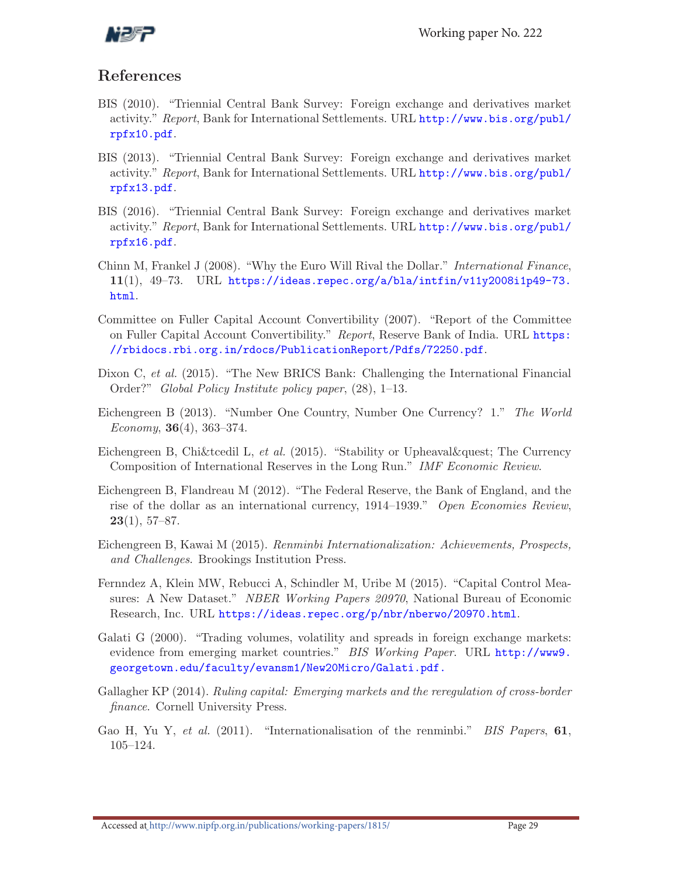## References

BIS (2010). "Triennial Central Bank Survey: Foreign exchange and derivatives market activity." *Report*, Bank for International Settlements. URL http://www.bis.org/publ/rpfx10.pdf.

BIS (2013). "Triennial Central Bank Survey: Foreign exchange and derivatives market activity." *Report*, Bank for International Settlements. URL http://www.bis.org/publ/rpfx13.pdf.

BIS (2016). "Triennial Central Bank Survey: Foreign exchange and derivatives market activity." *Report*, Bank for International Settlements. URL http://www.bis.org/publ/rpfx16.pdf.

Chinn M, Frankel J (2008). "Why the Euro Will Rival the Dollar." *International Finance*, **11**(1), 49–73. URL https://ideas.repec.org/a/bla/intfin/v11y2008i1p49-73.html.

Committee on Fuller Capital Account Convertibility (2007). "Report of the Committee on Fuller Capital Account Convertibility." *Report*, Reserve Bank of India. URL https://rbidocs.rbi.org.in/rdocs/PublicationReport/Pdfs/72250.pdf.

Dixon C, *et al.* (2015). "The New BRICS Bank: Challenging the International Financial Order?" *Global Policy Institute policy paper*, (28), 1–13.

Eichengreen B (2013). "Number One Country, Number One Currency? 1." *The World Economy*, **36**(4), 363–374.

Eichengreen B, Chi&tcedil L, *et al.* (2015). "Stability or Upheaval&quest; The Currency Composition of International Reserves in the Long Run." *IMF Economic Review*.

Eichengreen B, Flandreau M (2012). "The Federal Reserve, the Bank of England, and the rise of the dollar as an international currency, 1914–1939." *Open Economies Review*, **23**(1), 57–87.

Eichengreen B, Kawai M (2015). *Renminbi Internationalization: Achievements, Prospects, and Challenges*. Brookings Institution Press.

Fernndez A, Klein MW, Rebucci A, Schindler M, Uribe M (2015). "Capital Control Measures: A New Dataset." *NBER Working Papers 20970*, National Bureau of Economic Research, Inc. URL https://ideas.repec.org/p/nbr/nberwo/20970.html.

Galati G (2000). "Trading volumes, volatility and spreads in foreign exchange markets: evidence from emerging market countries." *BIS Working Paper*. URL http://www9.georgetown.edu/faculty/evansm1/New20Micro/Galati.pdf.

Gallagher KP (2014). *Ruling capital: Emerging markets and the reregulation of cross-border finance*. Cornell University Press.

Gao H, Yu Y, *et al.* (2011). "Internationalisation of the renminbi." *BIS Papers*, **61**, 105–124.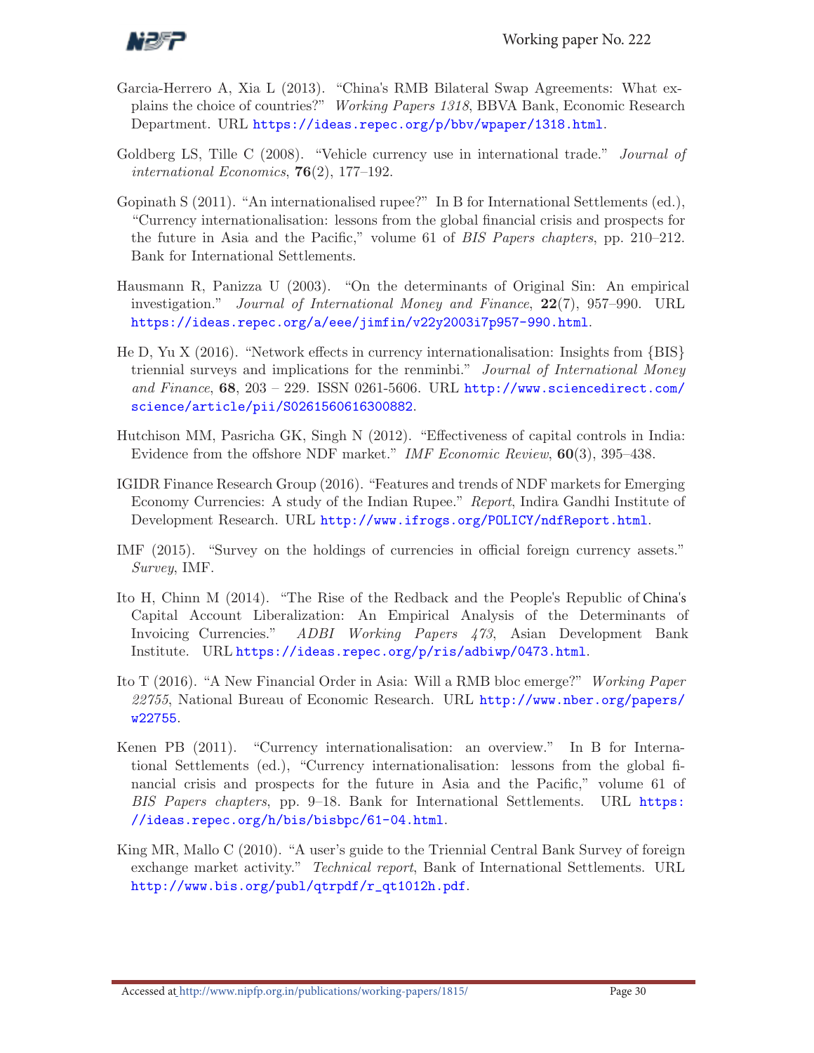Garcia-Herrero A, Xia L (2013). "China's RMB Bilateral Swap Agreements: What explains the choice of countries?" *Working Papers 1318*, BBVA Bank, Economic Research Department. URL https://ideas.repec.org/p/bbv/wpaper/1318.html.

Goldberg LS, Tille C (2008). "Vehicle currency use in international trade." *Journal of international Economics*, **76**(2), 177–192.

Gopinath S (2011). "An internationalised rupee?" In B for International Settlements (ed.), "Currency internationalisation: lessons from the global financial crisis and prospects for the future in Asia and the Pacific," volume 61 of *BIS Papers chapters*, pp. 210–212. Bank for International Settlements.

Hausmann R, Panizza U (2003). "On the determinants of Original Sin: An empirical investigation." *Journal of International Money and Finance*, **22**(7), 957–990. URL https://ideas.repec.org/a/eee/jimfin/v22y2003i7p957-990.html.

He D, Yu X (2016). "Network effects in currency internationalisation: Insights from {BIS} triennial surveys and implications for the renminbi." *Journal of International Money and Finance*, **68**, 203 – 229. ISSN 0261-5606. URL http://www.sciencedirect.com/science/article/pii/S0261560616300882.

Hutchison MM, Pasricha GK, Singh N (2012). "Effectiveness of capital controls in India: Evidence from the offshore NDF market." *IMF Economic Review*, **60**(3), 395–438.

IGIDR Finance Research Group (2016). "Features and trends of NDF markets for Emerging Economy Currencies: A study of the Indian Rupee." *Report*, Indira Gandhi Institute of Development Research. URL http://www.ifrogs.org/POLICY/ndfReport.html.

IMF (2015). "Survey on the holdings of currencies in official foreign currency assets." *Survey*, IMF.

Ito H, Chinn M (2014). "The Rise of the Redback and the People's Republic of China's Capital Account Liberalization: An Empirical Analysis of the Determinants of Invoicing Currencies." *ADBI Working Papers 473*, Asian Development Bank Institute. URL https://ideas.repec.org/p/ris/adbiwp/0473.html.

Ito T (2016). "A New Financial Order in Asia: Will a RMB bloc emerge?" *Working Paper 22755*, National Bureau of Economic Research. URL http://www.nber.org/papers/w22755.

Kenen PB (2011). "Currency internationalisation: an overview." In B for International Settlements (ed.), "Currency internationalisation: lessons from the global financial crisis and prospects for the future in Asia and the Pacific," volume 61 of *BIS Papers chapters*, pp. 9–18. Bank for International Settlements. URL https://ideas.repec.org/h/bis/bisbpc/61-04.html.

King MR, Mallo C (2010). "A user's guide to the Triennial Central Bank Survey of foreign exchange market activity." *Technical report*, Bank of International Settlements. URL http://www.bis.org/publ/qtrpdf/r_qt1012h.pdf.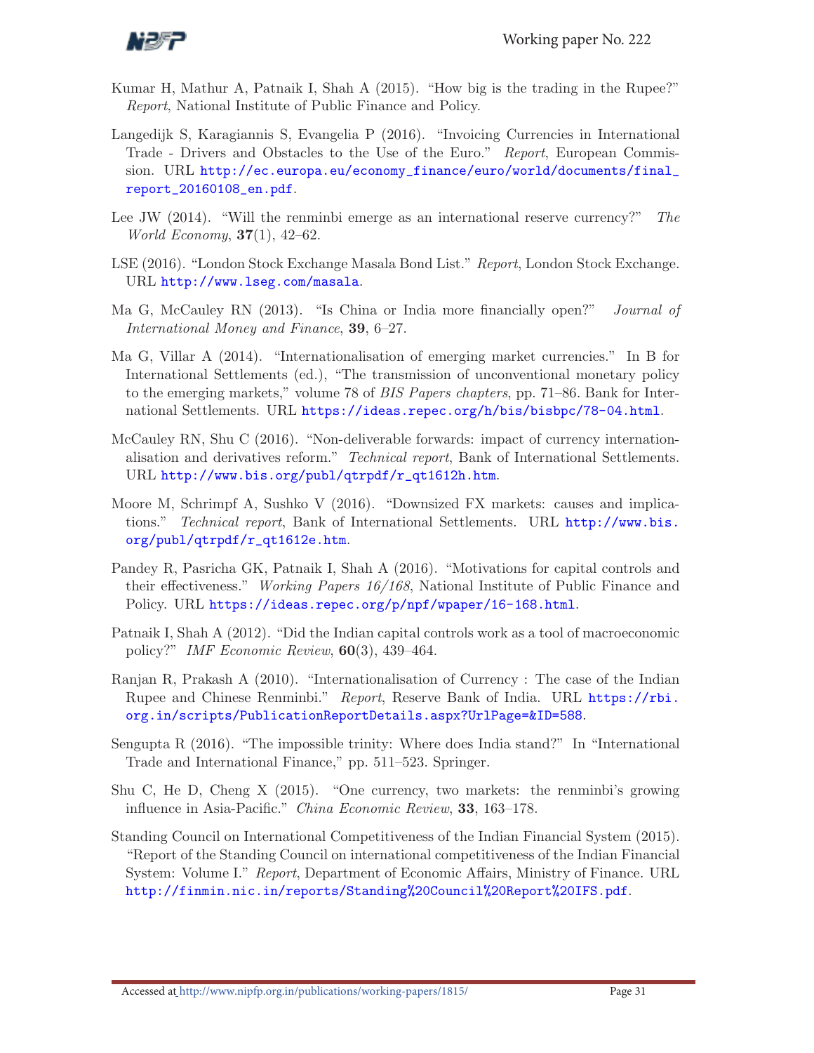Kumar H, Mathur A, Patnaik I, Shah A (2015). "How big is the trading in the Rupee?" *Report*, National Institute of Public Finance and Policy.

Langedijk S, Karagiannis S, Evangelia P (2016). "Invoicing Currencies in International Trade - Drivers and Obstacles to the Use of the Euro." *Report*, European Commission. URL http://ec.europa.eu/economy_finance/euro/world/documents/final_report_20160108_en.pdf.

Lee JW (2014). "Will the renminbi emerge as an international reserve currency?" *The World Economy*, **37**(1), 42–62.

LSE (2016). "London Stock Exchange Masala Bond List." *Report*, London Stock Exchange. URL http://www.lseg.com/masala.

Ma G, McCauley RN (2013). "Is China or India more financially open?" *Journal of International Money and Finance*, **39**, 6–27.

Ma G, Villar A (2014). "Internationalisation of emerging market currencies." In B for International Settlements (ed.), "The transmission of unconventional monetary policy to the emerging markets," volume 78 of *BIS Papers chapters*, pp. 71–86. Bank for International Settlements. URL https://ideas.repec.org/h/bis/bisbpc/78-04.html.

McCauley RN, Shu C (2016). "Non-deliverable forwards: impact of currency internationalisation and derivatives reform." *Technical report*, Bank of International Settlements. URL http://www.bis.org/publ/qtrpdf/r_qt1612h.htm.

Moore M, Schrimpf A, Sushko V (2016). "Downsized FX markets: causes and implications." *Technical report*, Bank of International Settlements. URL http://www.bis.org/publ/qtrpdf/r_qt1612e.htm.

Pandey R, Pasricha GK, Patnaik I, Shah A (2016). "Motivations for capital controls and their effectiveness." *Working Papers 16/168*, National Institute of Public Finance and Policy. URL https://ideas.repec.org/p/npf/wpaper/16-168.html.

Patnaik I, Shah A (2012). "Did the Indian capital controls work as a tool of macroeconomic policy?" *IMF Economic Review*, **60**(3), 439–464.

Ranjan R, Prakash A (2010). "Internationalisation of Currency : The case of the Indian Rupee and Chinese Renminbi." *Report*, Reserve Bank of India. URL https://rbi.org.in/scripts/PublicationReportDetails.aspx?UrlPage=&ID=588.

Sengupta R (2016). "The impossible trinity: Where does India stand?" In "International Trade and International Finance," pp. 511–523. Springer.

Shu C, He D, Cheng X (2015). "One currency, two markets: the renminbi's growing influence in Asia-Pacific." *China Economic Review*, **33**, 163–178.

Standing Council on International Competitiveness of the Indian Financial System (2015). "Report of the Standing Council on international competitiveness of the Indian Financial System: Volume I." *Report*, Department of Economic Affairs, Ministry of Finance. URL http://finmin.nic.in/reports/Standing%20Council%20Report%20IFS.pdf.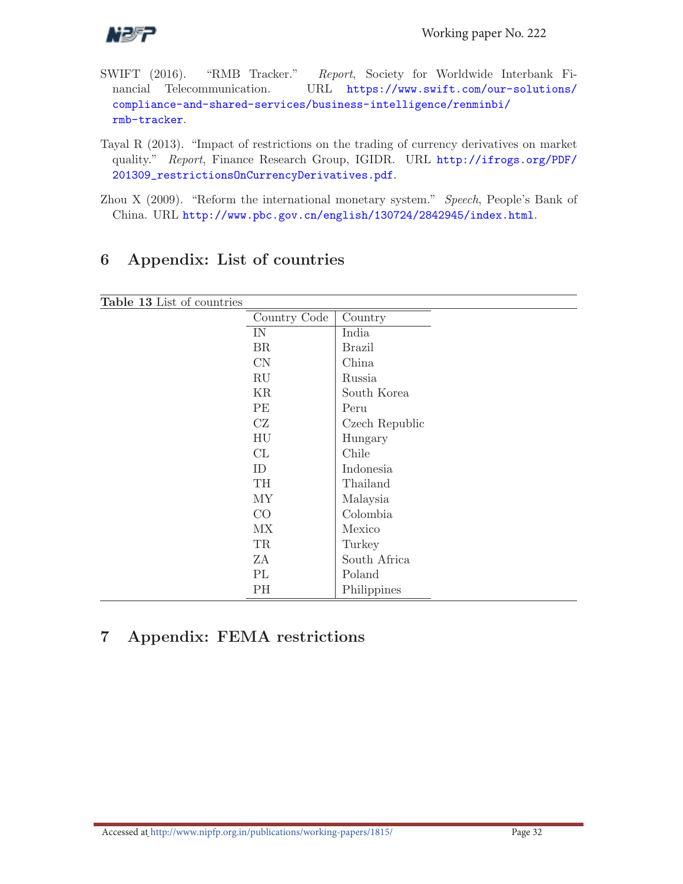SWIFT (2016). "RMB Tracker." *Report*, Society for Worldwide Interbank Financial Telecommunication. URL https://www.swift.com/our-solutions/compliance-and-shared-services/business-intelligence/renminbi/rmb-tracker.

Tayal R (2013). "Impact of restrictions on the trading of currency derivatives on market quality." *Report*, Finance Research Group, IGIDR. URL http://ifrogs.org/PDF/201309_restrictionsOnCurrencyDerivatives.pdf.

Zhou X (2009). "Reform the international monetary system." *Speech*, People's Bank of China. URL http://www.pbc.gov.cn/english/130724/2842945/index.html.

## 6 Appendix: List of countries

**Table 13** List of countries

| Country Code | Country |
|---|---|
| IN | India |
| BR | Brazil |
| CN | China |
| RU | Russia |
| KR | South Korea |
| PE | Peru |
| CZ | Czech Republic |
| HU | Hungary |
| CL | Chile |
| ID | Indonesia |
| TH | Thailand |
| MY | Malaysia |
| CO | Colombia |
| MX | Mexico |
| TR | Turkey |
| ZA | South Africa |
| PL | Poland |
| PH | Philippines |

## 7 Appendix: FEMA restrictions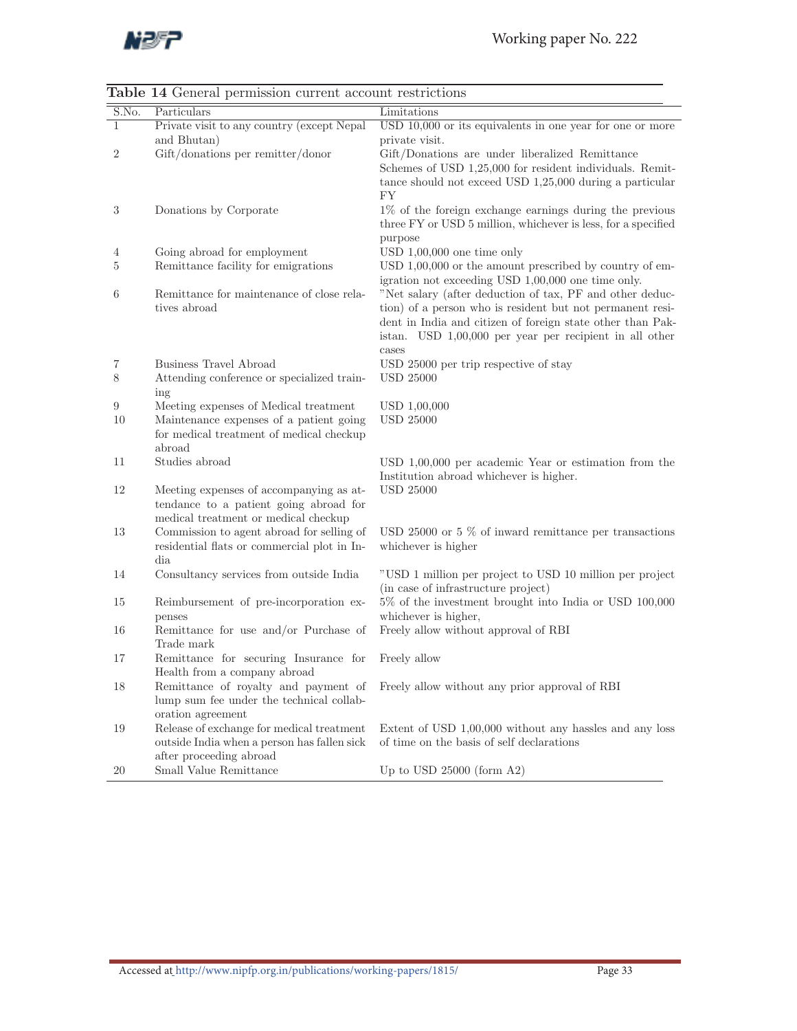**Table 14** General permission current account restrictions

| S.No. | Particulars | Limitations |
|---|---|---|
| 1 | Private visit to any country (except Nepal and Bhutan) | USD 10,000 or its equivalents in one year for one or more private visit. |
| 2 | Gift/donations per remitter/donor | Gift/Donations are under liberalized Remittance Schemes of USD 1,25,000 for resident individuals. Remittance should not exceed USD 1,25,000 during a particular FY |
| 3 | Donations by Corporate | 1% of the foreign exchange earnings during the previous three FY or USD 5 million, whichever is less, for a specified purpose |
| 4 | Going abroad for employment | USD 1,00,000 one time only |
| 5 | Remittance facility for emigrations | USD 1,00,000 or the amount prescribed by country of emigration not exceeding USD 1,00,000 one time only. |
| 6 | Remittance for maintenance of close relatives abroad | "Net salary (after deduction of tax, PF and other deduction) of a person who is resident but not permanent resident in India and citizen of foreign state other than Pakistan. USD 1,00,000 per year per recipient in all other cases |
| 7 | Business Travel Abroad | USD 25000 per trip respective of stay |
| 8 | Attending conference or specialized training | USD 25000 |
| 9 | Meeting expenses of Medical treatment | USD 1,00,000 |
| 10 | Maintenance expenses of a patient going for medical treatment of medical checkup abroad | USD 25000 |
| 11 | Studies abroad | USD 1,00,000 per academic Year or estimation from the Institution abroad whichever is higher. |
| 12 | Meeting expenses of accompanying as attendance to a patient going abroad for medical treatment or medical checkup | USD 25000 |
| 13 | Commission to agent abroad for selling of residential flats or commercial plot in India | USD 25000 or 5 % of inward remittance per transactions whichever is higher |
| 14 | Consultancy services from outside India | "USD 1 million per project to USD 10 million per project (in case of infrastructure project) |
| 15 | Reimbursement of pre-incorporation expenses | 5% of the investment brought into India or USD 100,000 whichever is higher, |
| 16 | Remittance for use and/or Purchase of Trade mark | Freely allow without approval of RBI |
| 17 | Remittance for securing Insurance for Health from a company abroad | Freely allow |
| 18 | Remittance of royalty and payment of lump sum fee under the technical collaboration agreement | Freely allow without any prior approval of RBI |
| 19 | Release of exchange for medical treatment outside India when a person has fallen sick after proceeding abroad | Extent of USD 1,00,000 without any hassles and any loss of time on the basis of self declarations |
| 20 | Small Value Remittance | Up to USD 25000 (form A2) |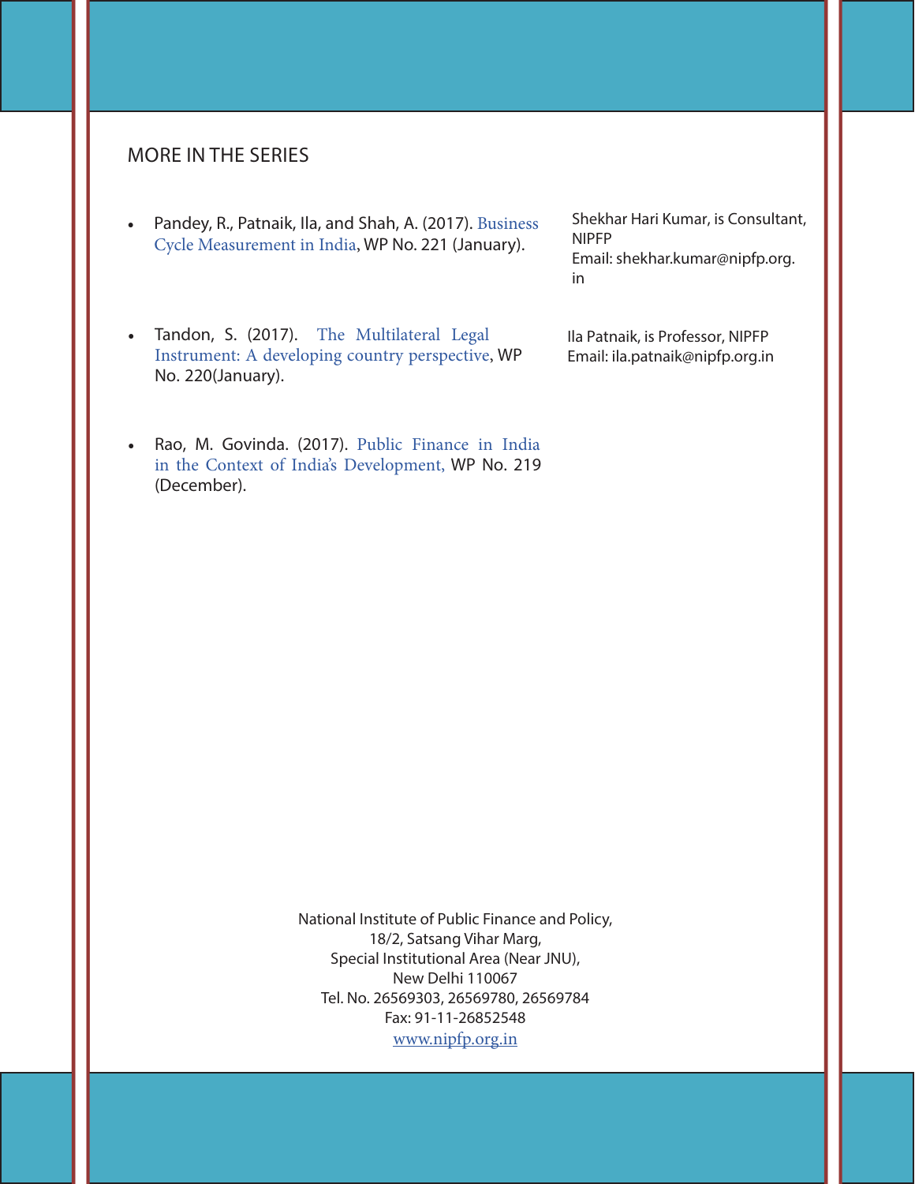## MORE IN THE SERIES

- Pandey, R., Patnaik, Ila, and Shah, A. (2017). Business Cycle Measurement in India, WP No. 221 (January).
- Tandon, S. (2017). The Multilateral Legal Instrument: A developing country perspective, WP No. 220(January).
- Rao, M. Govinda. (2017). Public Finance in India in the Context of India's Development, WP No. 219 (December).

Shekhar Hari Kumar, is Consultant, NIPFP
Email: shekhar.kumar@nipfp.org.in

Ila Patnaik, is Professor, NIPFP
Email: ila.patnaik@nipfp.org.in

National Institute of Public Finance and Policy,
18/2, Satsang Vihar Marg,
Special Institutional Area (Near JNU),
New Delhi 110067
Tel. No. 26569303, 26569780, 26569784
Fax: 91-11-26852548
www.nipfp.org.in